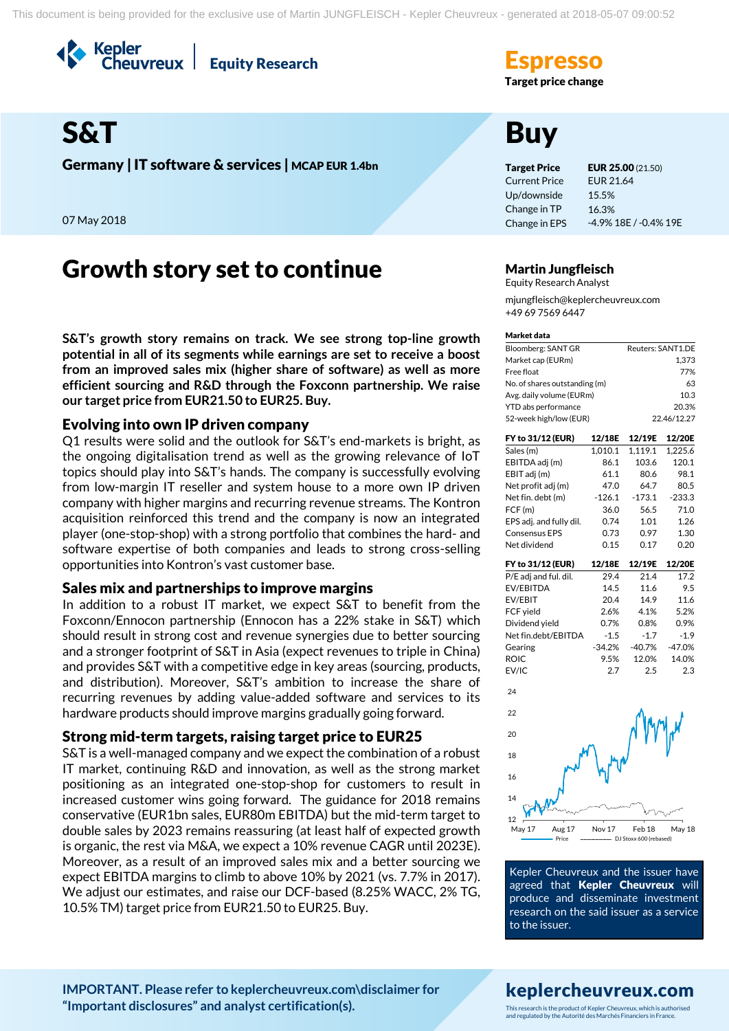Kepler Cheuvreux | Equity Research

**Espresso**
**Target price change**

# S&T

**Germany | IT software & services | MCAP EUR 1.4bn**

07 May 2018

# Buy

| | |
|---|---|
| **Target Price** | **EUR 25.00** (21.50) |
| Current Price | EUR 21.64 |
| Up/downside | 15.5% |
| Change in TP | 16.3% |
| Change in EPS | -4.9% 18E / -0.4% 19E |

## Growth story set to continue

**Martin Jungfleisch**
Equity Research Analyst
mjungfleisch@keplercheuvreux.com
+49 69 7569 6447

**S&T's growth story remains on track. We see strong top-line growth potential in all of its segments while earnings are set to receive a boost from an improved sales mix (higher share of software) as well as more efficient sourcing and R&D through the Foxconn partnership. We raise our target price from EUR21.50 to EUR25. Buy.**

### Evolving into own IP driven company

Q1 results were solid and the outlook for S&T's end-markets is bright, as the ongoing digitalisation trend as well as the growing relevance of IoT topics should play into S&T's hands. The company is successfully evolving from low-margin IT reseller and system house to a more own IP driven company with higher margins and recurring revenue streams. The Kontron acquisition reinforced this trend and the company is now an integrated player (one-stop-shop) with a strong portfolio that combines the hard- and software expertise of both companies and leads to strong cross-selling opportunities into Kontron's vast customer base.

### Sales mix and partnerships to improve margins

In addition to a robust IT market, we expect S&T to benefit from the Foxconn/Ennocon partnership (Ennocon has a 22% stake in S&T) which should result in strong cost and revenue synergies due to better sourcing and a stronger footprint of S&T in Asia (expect revenues to triple in China) and provides S&T with a competitive edge in key areas (sourcing, products, and distribution). Moreover, S&T's ambition to increase the share of recurring revenues by adding value-added software and services to its hardware products should improve margins gradually going forward.

### Strong mid-term targets, raising target price to EUR25

S&T is a well-managed company and we expect the combination of a robust IT market, continuing R&D and innovation, as well as the strong market positioning as an integrated one-stop-shop for customers to result in increased customer wins going forward. The guidance for 2018 remains conservative (EUR1bn sales, EUR80m EBITDA) but the mid-term target to double sales by 2023 remains reassuring (at least half of expected growth is organic, the rest via M&A, we expect a 10% revenue CAGR until 2023E). Moreover, as a result of an improved sales mix and a better sourcing we expect EBITDA margins to climb to above 10% by 2021 (vs. 7.7% in 2017). We adjust our estimates, and raise our DCF-based (8.25% WACC, 2% TG, 10.5% TM) target price from EUR21.50 to EUR25. Buy.

**Market data**

| | |
|---|---|
| Bloomberg: SANT GR | Reuters: SANT1.DE |
| Market cap (EURm) | 1,373 |
| Free float | 77% |
| No. of shares outstanding (m) | 63 |
| Avg. daily volume (EURm) | 10.3 |
| YTD abs performance | 20.3% |
| 52-week high/low (EUR) | 22.46/12.27 |

| FY to 31/12 (EUR) | 12/18E | 12/19E | 12/20E |
|---|---|---|---|
| Sales (m) | 1,010.1 | 1,119.1 | 1,225.6 |
| EBITDA adj (m) | 86.1 | 103.6 | 120.1 |
| EBIT adj (m) | 61.1 | 80.6 | 98.1 |
| Net profit adj (m) | 47.0 | 64.7 | 80.5 |
| Net fin. debt (m) | -126.1 | -173.1 | -233.3 |
| FCF (m) | 36.0 | 56.5 | 71.0 |
| EPS adj. and fully dil. | 0.74 | 1.01 | 1.26 |
| Consensus EPS | 0.73 | 0.97 | 1.30 |
| Net dividend | 0.15 | 0.17 | 0.20 |

| FY to 31/12 (EUR) | 12/18E | 12/19E | 12/20E |
|---|---|---|---|
| P/E adj and ful. dil. | 29.4 | 21.4 | 17.2 |
| EV/EBITDA | 14.5 | 11.6 | 9.5 |
| EV/EBIT | 20.4 | 14.9 | 11.6 |
| FCF yield | 2.6% | 4.1% | 5.2% |
| Dividend yield | 0.7% | 0.8% | 0.9% |
| Net fin.debt/EBITDA | -1.5 | -1.7 | -1.9 |
| Gearing | -34.2% | -40.7% | -47.0% |
| ROIC | 9.5% | 12.0% | 14.0% |
| EV/IC | 2.7 | 2.5 | 2.3 |

Price — DJ Stoxx 600 (rebased)

Kepler Cheuvreux and the issuer have agreed that **Kepler Cheuvreux** will produce and disseminate investment research on the said issuer as a service to the issuer.

**IMPORTANT. Please refer to keplercheuvreux.com\disclaimer for "Important disclosures" and analyst certification(s).**

**keplercheuvreux.com**
This research is the product of Kepler Cheuvreux, which is authorised and regulated by the Autorité des Marchés Financiers in France.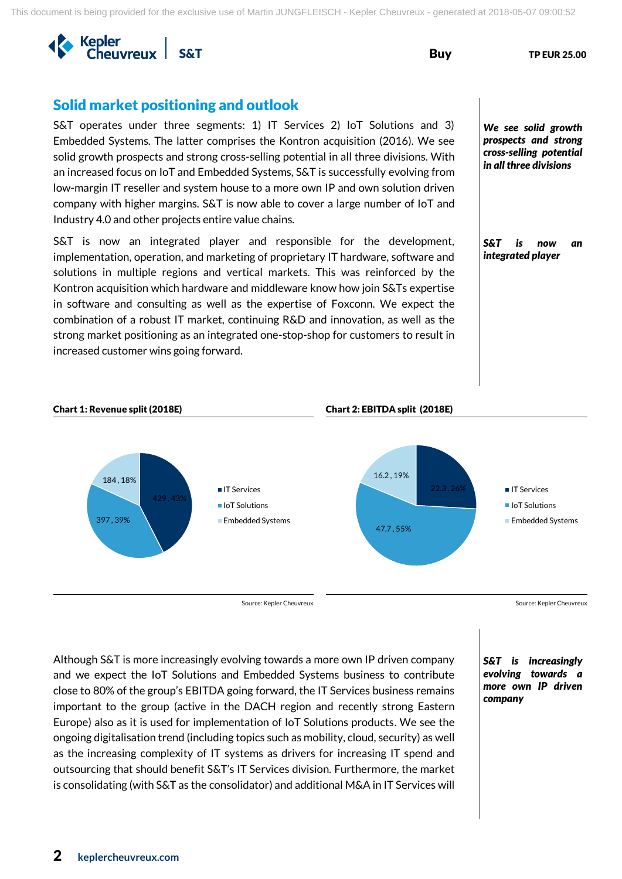## Solid market positioning and outlook

S&T operates under three segments: 1) IT Services 2) IoT Solutions and 3) Embedded Systems. The latter comprises the Kontron acquisition (2016). We see solid growth prospects and strong cross-selling potential in all three divisions. With an increased focus on IoT and Embedded Systems, S&T is successfully evolving from low-margin IT reseller and system house to a more own IP and own solution driven company with higher margins. S&T is now able to cover a large number of IoT and Industry 4.0 and other projects entire value chains.

*We see solid growth prospects and strong cross-selling potential in all three divisions*

S&T is now an integrated player and responsible for the development, implementation, operation, and marketing of proprietary IT hardware, software and solutions in multiple regions and vertical markets. This was reinforced by the Kontron acquisition which hardware and middleware know how join S&Ts expertise in software and consulting as well as the expertise of Foxconn. We expect the combination of a robust IT market, continuing R&D and innovation, as well as the strong market positioning as an integrated one-stop-shop for customers to result in increased customer wins going forward.

*S&T is now an integrated player*

**Chart 1: Revenue split (2018E)**

| Segment | Revenue | Share |
|---|---|---|
| IT Services | 429 | 43% |
| IoT Solutions | 397 | 39% |
| Embedded Systems | 184 | 18% |

Source: Kepler Cheuvreux

**Chart 2: EBITDA split (2018E)**

| Segment | EBITDA | Share |
|---|---|---|
| IT Services | 22.3 | 26% |
| IoT Solutions | 47.7 | 55% |
| Embedded Systems | 16.2 | 19% |

Source: Kepler Cheuvreux

Although S&T is more increasingly evolving towards a more own IP driven company and we expect the IoT Solutions and Embedded Systems business to contribute close to 80% of the group's EBITDA going forward, the IT Services business remains important to the group (active in the DACH region and recently strong Eastern Europe) also as it is used for implementation of IoT Solutions products. We see the ongoing digitalisation trend (including topics such as mobility, cloud, security) as well as the increasing complexity of IT systems as drivers for increasing IT spend and outsourcing that should benefit S&T's IT Services division. Furthermore, the market is consolidating (with S&T as the consolidator) and additional M&A in IT Services will

*S&T is increasingly evolving towards a more own IP driven company*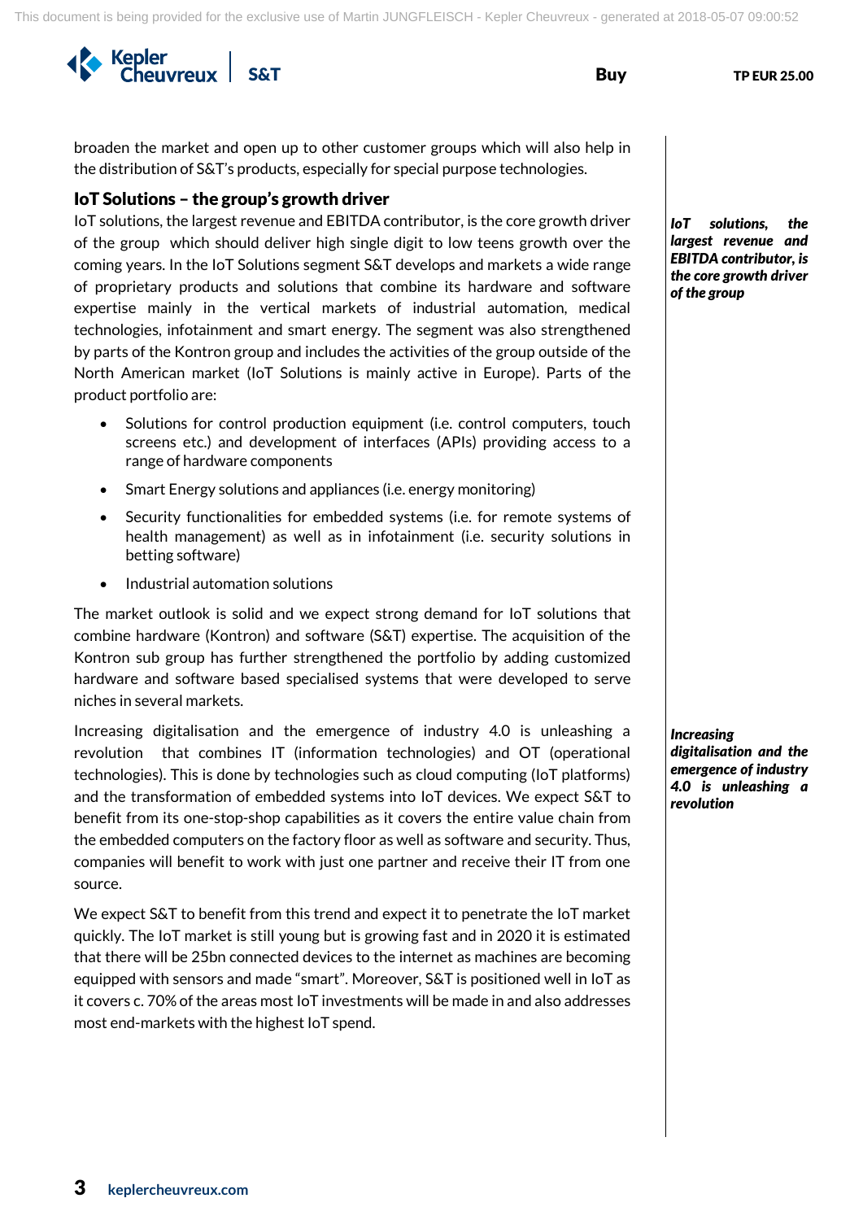broaden the market and open up to other customer groups which will also help in the distribution of S&T's products, especially for special purpose technologies.

## IoT Solutions – the group's growth driver

*IoT solutions, the largest revenue and EBITDA contributor, is the core growth driver of the group*

IoT solutions, the largest revenue and EBITDA contributor, is the core growth driver of the group which should deliver high single digit to low teens growth over the coming years. In the IoT Solutions segment S&T develops and markets a wide range of proprietary products and solutions that combine its hardware and software expertise mainly in the vertical markets of industrial automation, medical technologies, infotainment and smart energy. The segment was also strengthened by parts of the Kontron group and includes the activities of the group outside of the North American market (IoT Solutions is mainly active in Europe). Parts of the product portfolio are:

- Solutions for control production equipment (i.e. control computers, touch screens etc.) and development of interfaces (APIs) providing access to a range of hardware components
- Smart Energy solutions and appliances (i.e. energy monitoring)
- Security functionalities for embedded systems (i.e. for remote systems of health management) as well as in infotainment (i.e. security solutions in betting software)
- Industrial automation solutions

The market outlook is solid and we expect strong demand for IoT solutions that combine hardware (Kontron) and software (S&T) expertise. The acquisition of the Kontron sub group has further strengthened the portfolio by adding customized hardware and software based specialised systems that were developed to serve niches in several markets.

*Increasing digitalisation and the emergence of industry 4.0 is unleashing a revolution*

Increasing digitalisation and the emergence of industry 4.0 is unleashing a revolution that combines IT (information technologies) and OT (operational technologies). This is done by technologies such as cloud computing (IoT platforms) and the transformation of embedded systems into IoT devices. We expect S&T to benefit from its one-stop-shop capabilities as it covers the entire value chain from the embedded computers on the factory floor as well as software and security. Thus, companies will benefit to work with just one partner and receive their IT from one source.

We expect S&T to benefit from this trend and expect it to penetrate the IoT market quickly. The IoT market is still young but is growing fast and in 2020 it is estimated that there will be 25bn connected devices to the internet as machines are becoming equipped with sensors and made "smart". Moreover, S&T is positioned well in IoT as it covers c. 70% of the areas most IoT investments will be made in and also addresses most end-markets with the highest IoT spend.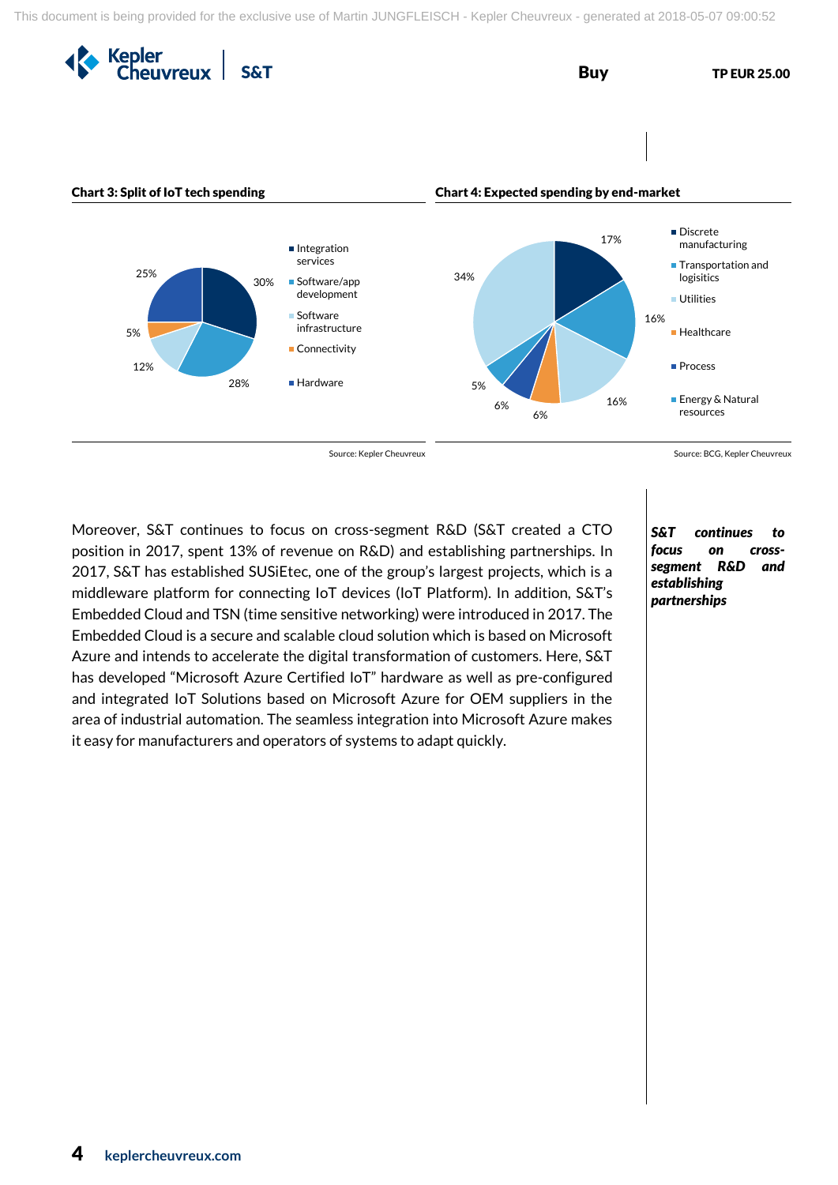**Chart 3: Split of IoT tech spending**

| Segment | Share |
|---|---|
| Integration services | 30% |
| Software/app development | 28% |
| Software infrastructure | 12% |
| Connectivity | 5% |
| Hardware | 25% |

Source: Kepler Cheuvreux

**Chart 4: Expected spending by end-market**

| End-market | Share |
|---|---|
| Discrete manufacturing | 17% |
| Transportation and logisitics | 16% |
| Utilities | 16% |
| Healthcare | 6% |
| Process | 6% |
| Energy & Natural resources | 5% |
| (unlabelled) | 34% |

Source: BCG, Kepler Cheuvreux

*S&T continues to focus on cross-segment R&D and establishing partnerships*

Moreover, S&T continues to focus on cross-segment R&D (S&T created a CTO position in 2017, spent 13% of revenue on R&D) and establishing partnerships. In 2017, S&T has established SUSiEtec, one of the group's largest projects, which is a middleware platform for connecting IoT devices (IoT Platform). In addition, S&T's Embedded Cloud and TSN (time sensitive networking) were introduced in 2017. The Embedded Cloud is a secure and scalable cloud solution which is based on Microsoft Azure and intends to accelerate the digital transformation of customers. Here, S&T has developed "Microsoft Azure Certified IoT" hardware as well as pre-configured and integrated IoT Solutions based on Microsoft Azure for OEM suppliers in the area of industrial automation. The seamless integration into Microsoft Azure makes it easy for manufacturers and operators of systems to adapt quickly.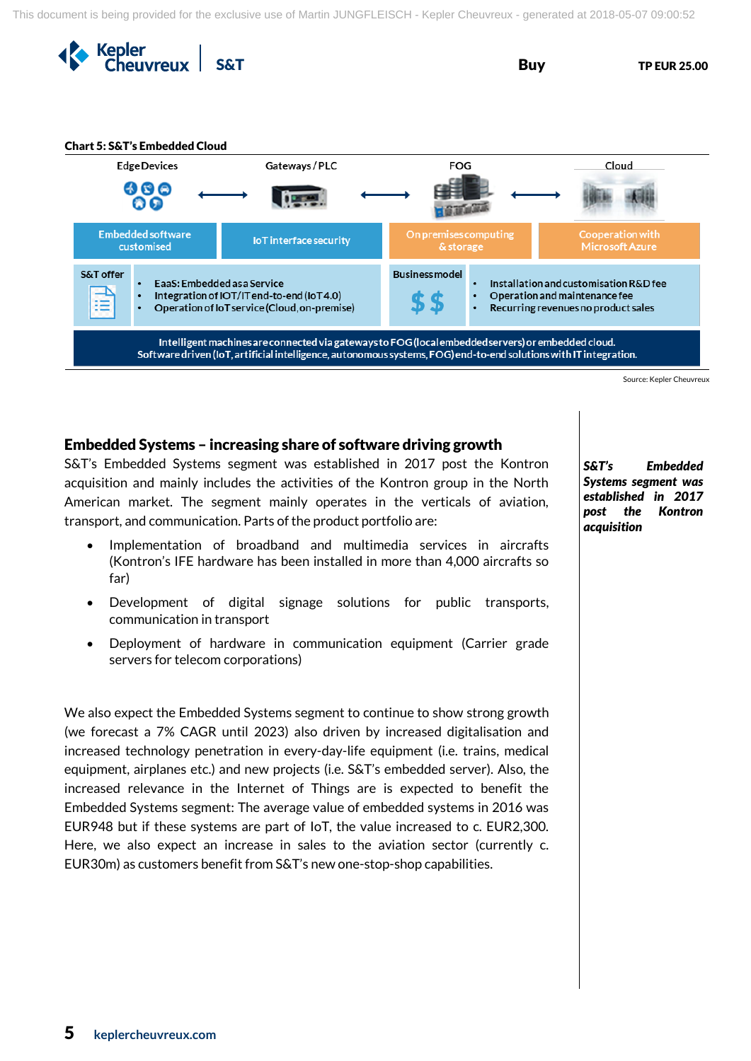**Chart 5: S&T's Embedded Cloud**

| Edge Devices | Gateways / PLC | FOG | Cloud |
|---|---|---|---|
| Embedded software customised | IoT interface security | On premises computing & storage | Cooperation with Microsoft Azure |

| S&T offer | | Business model | |
|---|---|---|---|
| | • EaaS: Embedded as a Service<br>• Integration of IOT/IT end-to-end (IoT 4.0)<br>• Operation of IoT service (Cloud, on-premise) | $ $ | • Installation and customisation R&D fee<br>• Operation and maintenance fee<br>• Recurring revenues no product sales |

Intelligent machines are connected via gateways to FOG (local embedded servers) or embedded cloud.
Software driven (IoT, artificial intelligence, autonomous systems, FOG) end-to-end solutions with IT integration.

Source: Kepler Cheuvreux

## Embedded Systems – increasing share of software driving growth

*S&T's Embedded Systems segment was established in 2017 post the Kontron acquisition*

S&T's Embedded Systems segment was established in 2017 post the Kontron acquisition and mainly includes the activities of the Kontron group in the North American market. The segment mainly operates in the verticals of aviation, transport, and communication. Parts of the product portfolio are:

- Implementation of broadband and multimedia services in aircrafts (Kontron's IFE hardware has been installed in more than 4,000 aircrafts so far)
- Development of digital signage solutions for public transports, communication in transport
- Deployment of hardware in communication equipment (Carrier grade servers for telecom corporations)

We also expect the Embedded Systems segment to continue to show strong growth (we forecast a 7% CAGR until 2023) also driven by increased digitalisation and increased technology penetration in every-day-life equipment (i.e. trains, medical equipment, airplanes etc.) and new projects (i.e. S&T's embedded server). Also, the increased relevance in the Internet of Things are is expected to benefit the Embedded Systems segment: The average value of embedded systems in 2016 was EUR948 but if these systems are part of IoT, the value increased to c. EUR2,300. Here, we also expect an increase in sales to the aviation sector (currently c. EUR30m) as customers benefit from S&T's new one-stop-shop capabilities.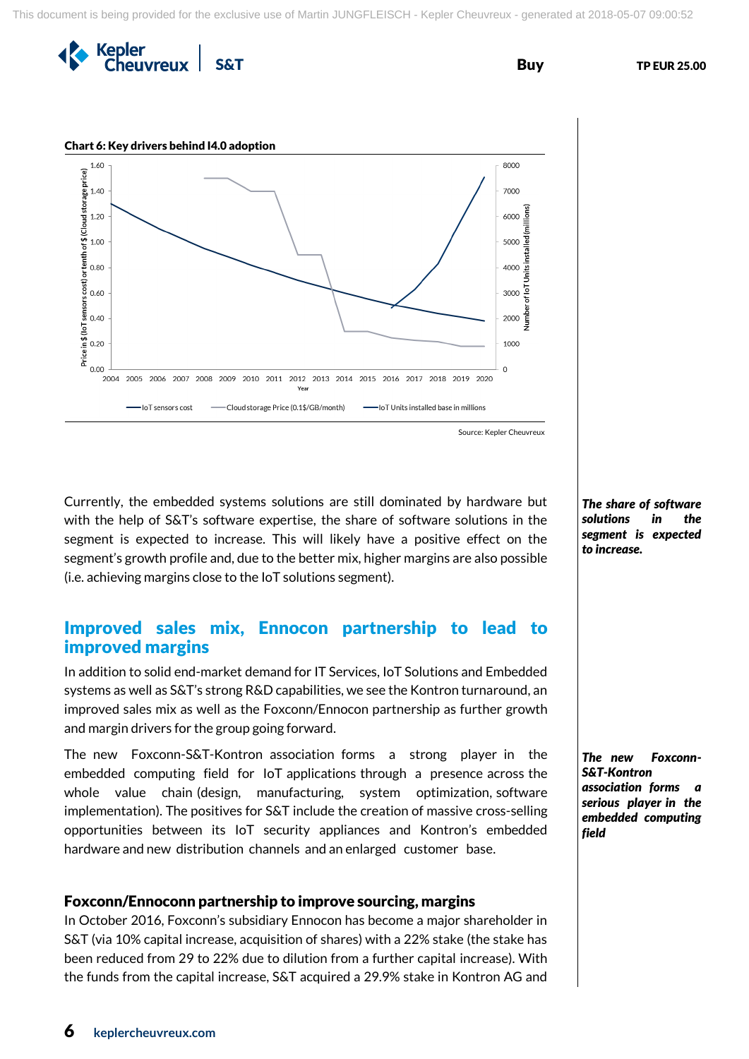**Chart 6: Key drivers behind I4.0 adoption**

Source: Kepler Cheuvreux

Currently, the embedded systems solutions are still dominated by hardware but with the help of S&T's software expertise, the share of software solutions in the segment is expected to increase. This will likely have a positive effect on the segment's growth profile and, due to the better mix, higher margins are also possible (i.e. achieving margins close to the IoT solutions segment).

*The share of software solutions in the segment is expected to increase.*

## Improved sales mix, Ennocon partnership to lead to improved margins

In addition to solid end-market demand for IT Services, IoT Solutions and Embedded systems as well as S&T's strong R&D capabilities, we see the Kontron turnaround, an improved sales mix as well as the Foxconn/Ennocon partnership as further growth and margin drivers for the group going forward.

The new Foxconn-S&T-Kontron association forms a strong player in the embedded computing field for IoT applications through a presence across the whole value chain (design, manufacturing, system optimization, software implementation). The positives for S&T include the creation of massive cross-selling opportunities between its IoT security appliances and Kontron's embedded hardware and new distribution channels and an enlarged customer base.

*The new Foxconn-S&T-Kontron association forms a serious player in the embedded computing field*

### Foxconn/Ennoconn partnership to improve sourcing, margins

In October 2016, Foxconn's subsidiary Ennocon has become a major shareholder in S&T (via 10% capital increase, acquisition of shares) with a 22% stake (the stake has been reduced from 29 to 22% due to dilution from a further capital increase). With the funds from the capital increase, S&T acquired a 29.9% stake in Kontron AG and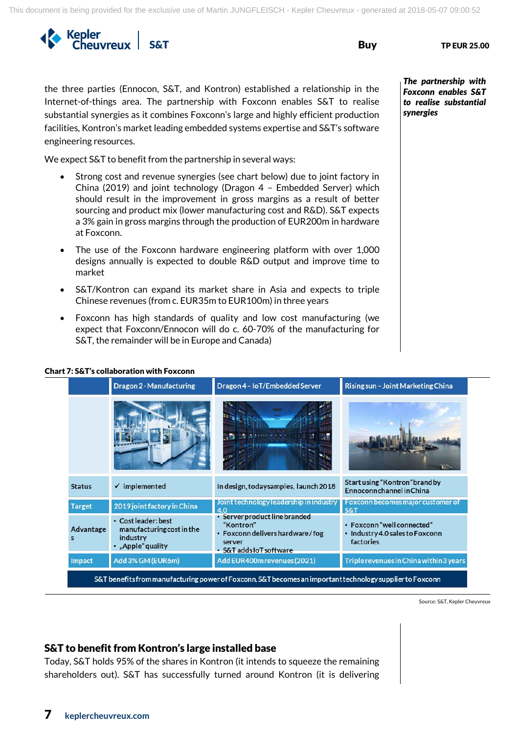the three parties (Ennocon, S&T, and Kontron) established a relationship in the Internet-of-things area. The partnership with Foxconn enables S&T to realise substantial synergies as it combines Foxconn's large and highly efficient production facilities, Kontron's market leading embedded systems expertise and S&T's software engineering resources.

***The partnership with Foxconn enables S&T to realise substantial synergies***

We expect S&T to benefit from the partnership in several ways:

- Strong cost and revenue synergies (see chart below) due to joint factory in China (2019) and joint technology (Dragon 4 – Embedded Server) which should result in the improvement in gross margins as a result of better sourcing and product mix (lower manufacturing cost and R&D). S&T expects a 3% gain in gross margins through the production of EUR200m in hardware at Foxconn.
- The use of the Foxconn hardware engineering platform with over 1,000 designs annually is expected to double R&D output and improve time to market
- S&T/Kontron can expand its market share in Asia and expects to triple Chinese revenues (from c. EUR35m to EUR100m) in three years
- Foxconn has high standards of quality and low cost manufacturing (we expect that Foxconn/Ennocon will do c. 60-70% of the manufacturing for S&T, the remainder will be in Europe and Canada)

**Chart 7: S&T's collaboration with Foxconn**

| | Dragon 2 - Manufacturing | Dragon 4 – IoT/Embedded Server | Rising sun – Joint Marketing China |
|---|---|---|---|
| Status | ✓ implemented | In design, today samples, launch 2018 | Start using "Kontron" brand by Ennoconn channel in China |
| Target | 2019 joint factory in China | Joint technology leadership in industry 4.0 | Foxconn becomes major customer of S&T |
| Advantages | • Cost leader: best manufacturing cost in the industry<br>• „Apple" quality | • Server product line branded "Kontron"<br>• Foxconn delivers hardware / fog server<br>• S&T adds IoT software | • Foxconn "well connected"<br>• Industry 4.0 sales to Foxconn factories |
| Impact | Add 3% GM (EUR6m) | Add EUR400m revenues (2021) | Triple revenues in China within 3 years |

S&T benefits from manufacturing power of Foxconn, S&T becomes an important technology supplier to Foxconn

Source: S&T, Kepler Cheuvreux

## S&T to benefit from Kontron's large installed base

Today, S&T holds 95% of the shares in Kontron (it intends to squeeze the remaining shareholders out). S&T has successfully turned around Kontron (it is delivering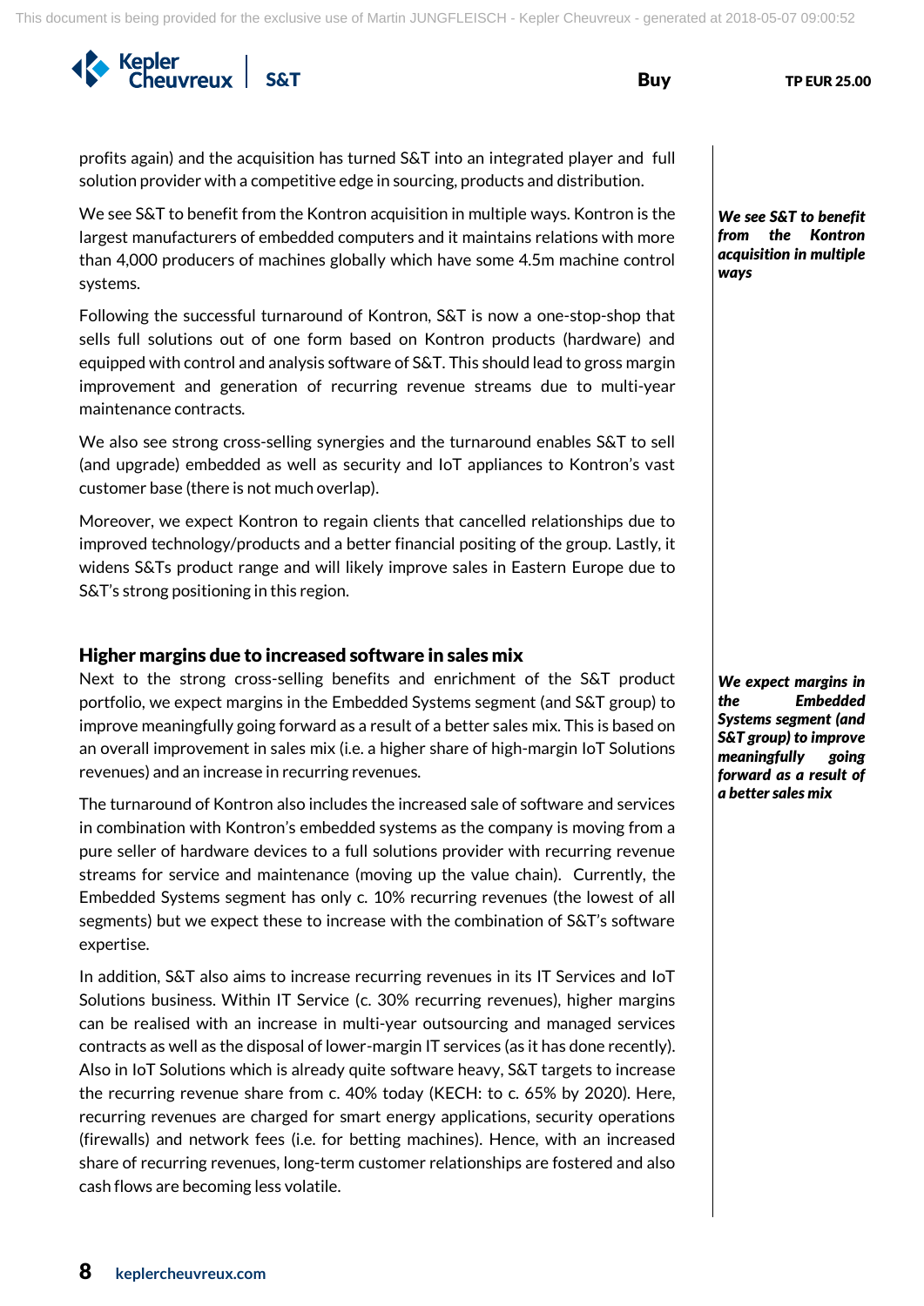profits again) and the acquisition has turned S&T into an integrated player and full solution provider with a competitive edge in sourcing, products and distribution.

***We see S&T to benefit from the Kontron acquisition in multiple ways***

We see S&T to benefit from the Kontron acquisition in multiple ways. Kontron is the largest manufacturers of embedded computers and it maintains relations with more than 4,000 producers of machines globally which have some 4.5m machine control systems.

Following the successful turnaround of Kontron, S&T is now a one-stop-shop that sells full solutions out of one form based on Kontron products (hardware) and equipped with control and analysis software of S&T. This should lead to gross margin improvement and generation of recurring revenue streams due to multi-year maintenance contracts.

We also see strong cross-selling synergies and the turnaround enables S&T to sell (and upgrade) embedded as well as security and IoT appliances to Kontron's vast customer base (there is not much overlap).

Moreover, we expect Kontron to regain clients that cancelled relationships due to improved technology/products and a better financial positing of the group. Lastly, it widens S&Ts product range and will likely improve sales in Eastern Europe due to S&T's strong positioning in this region.

## Higher margins due to increased software in sales mix

***We expect margins in the Embedded Systems segment (and S&T group) to improve meaningfully going forward as a result of a better sales mix***

Next to the strong cross-selling benefits and enrichment of the S&T product portfolio, we expect margins in the Embedded Systems segment (and S&T group) to improve meaningfully going forward as a result of a better sales mix. This is based on an overall improvement in sales mix (i.e. a higher share of high-margin IoT Solutions revenues) and an increase in recurring revenues.

The turnaround of Kontron also includes the increased sale of software and services in combination with Kontron's embedded systems as the company is moving from a pure seller of hardware devices to a full solutions provider with recurring revenue streams for service and maintenance (moving up the value chain). Currently, the Embedded Systems segment has only c. 10% recurring revenues (the lowest of all segments) but we expect these to increase with the combination of S&T's software expertise.

In addition, S&T also aims to increase recurring revenues in its IT Services and IoT Solutions business. Within IT Service (c. 30% recurring revenues), higher margins can be realised with an increase in multi-year outsourcing and managed services contracts as well as the disposal of lower-margin IT services (as it has done recently). Also in IoT Solutions which is already quite software heavy, S&T targets to increase the recurring revenue share from c. 40% today (KECH: to c. 65% by 2020). Here, recurring revenues are charged for smart energy applications, security operations (firewalls) and network fees (i.e. for betting machines). Hence, with an increased share of recurring revenues, long-term customer relationships are fostered and also cash flows are becoming less volatile.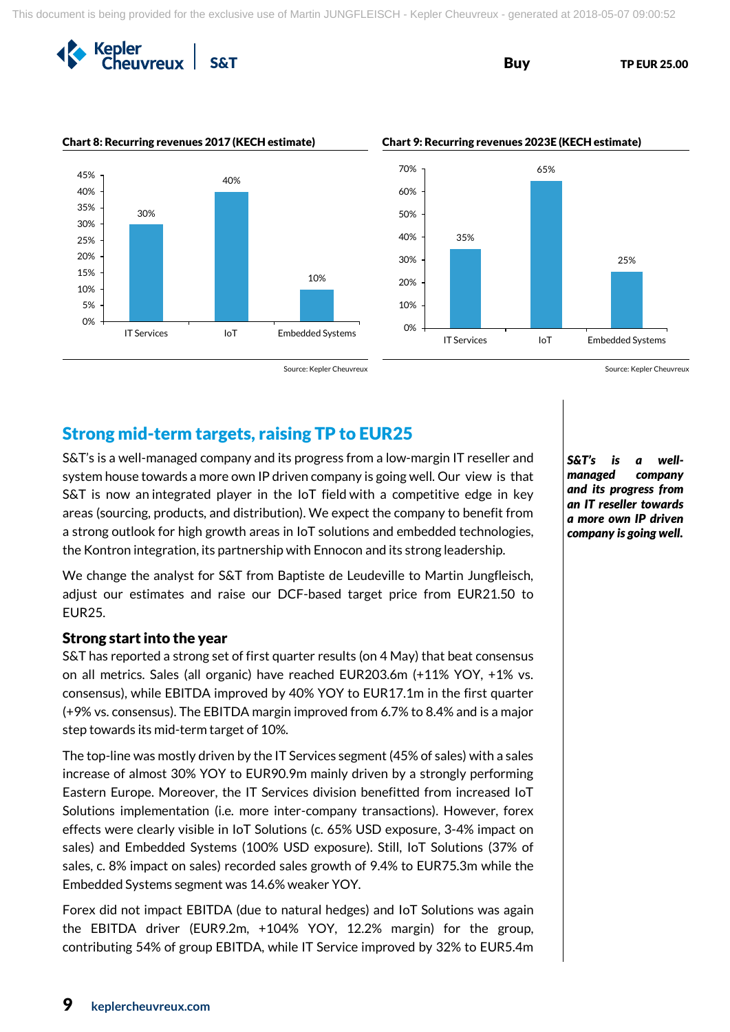**Chart 8: Recurring revenues 2017 (KECH estimate)**

| | Recurring revenues |
|---|---|
| IT Services | 30% |
| IoT | 40% |
| Embedded Systems | 10% |

Source: Kepler Cheuvreux

**Chart 9: Recurring revenues 2023E (KECH estimate)**

| | Recurring revenues |
|---|---|
| IT Services | 35% |
| IoT | 65% |
| Embedded Systems | 25% |

Source: Kepler Cheuvreux

## Strong mid-term targets, raising TP to EUR25

***S&T's is a well-managed company and its progress from an IT reseller towards a more own IP driven company is going well.***

S&T's is a well-managed company and its progress from a low-margin IT reseller and system house towards a more own IP driven company is going well. Our view is that S&T is now an integrated player in the IoT field with a competitive edge in key areas (sourcing, products, and distribution). We expect the company to benefit from a strong outlook for high growth areas in IoT solutions and embedded technologies, the Kontron integration, its partnership with Ennocon and its strong leadership.

We change the analyst for S&T from Baptiste de Leudeville to Martin Jungfleisch, adjust our estimates and raise our DCF-based target price from EUR21.50 to EUR25.

### Strong start into the year

S&T has reported a strong set of first quarter results (on 4 May) that beat consensus on all metrics. Sales (all organic) have reached EUR203.6m (+11% YOY, +1% vs. consensus), while EBITDA improved by 40% YOY to EUR17.1m in the first quarter (+9% vs. consensus). The EBITDA margin improved from 6.7% to 8.4% and is a major step towards its mid-term target of 10%.

The top-line was mostly driven by the IT Services segment (45% of sales) with a sales increase of almost 30% YOY to EUR90.9m mainly driven by a strongly performing Eastern Europe. Moreover, the IT Services division benefitted from increased IoT Solutions implementation (i.e. more inter-company transactions). However, forex effects were clearly visible in IoT Solutions (c. 65% USD exposure, 3-4% impact on sales) and Embedded Systems (100% USD exposure). Still, IoT Solutions (37% of sales, c. 8% impact on sales) recorded sales growth of 9.4% to EUR75.3m while the Embedded Systems segment was 14.6% weaker YOY.

Forex did not impact EBITDA (due to natural hedges) and IoT Solutions was again the EBITDA driver (EUR9.2m, +104% YOY, 12.2% margin) for the group, contributing 54% of group EBITDA, while IT Service improved by 32% to EUR5.4m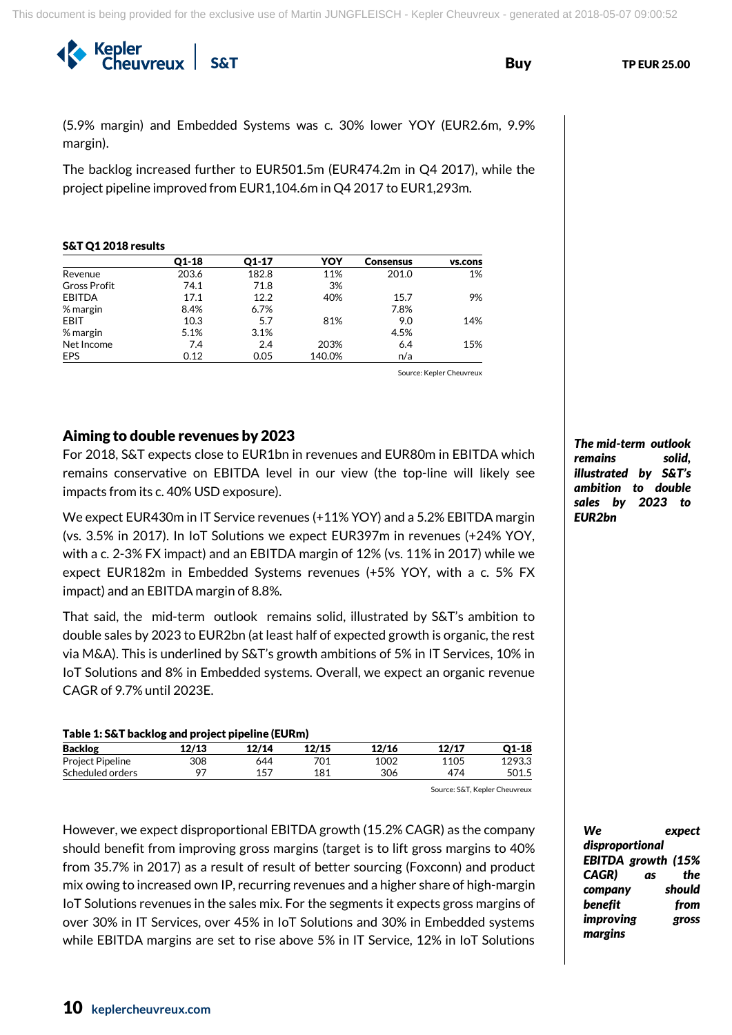(5.9% margin) and Embedded Systems was c. 30% lower YOY (EUR2.6m, 9.9% margin).

The backlog increased further to EUR501.5m (EUR474.2m in Q4 2017), while the project pipeline improved from EUR1,104.6m in Q4 2017 to EUR1,293m.

**S&T Q1 2018 results**

| | Q1-18 | Q1-17 | YOY | Consensus | vs.cons |
|---|---|---|---|---|---|
| Revenue | 203.6 | 182.8 | 11% | 201.0 | 1% |
| Gross Profit | 74.1 | 71.8 | 3% | | |
| EBITDA | 17.1 | 12.2 | 40% | 15.7 | 9% |
| % margin | 8.4% | 6.7% | | 7.8% | |
| EBIT | 10.3 | 5.7 | 81% | 9.0 | 14% |
| % margin | 5.1% | 3.1% | | 4.5% | |
| Net Income | 7.4 | 2.4 | 203% | 6.4 | 15% |
| EPS | 0.12 | 0.05 | 140.0% | n/a | |

Source: Kepler Cheuvreux

## Aiming to double revenues by 2023

***The mid-term outlook remains solid, illustrated by S&T's ambition to double sales by 2023 to EUR2bn***

For 2018, S&T expects close to EUR1bn in revenues and EUR80m in EBITDA which remains conservative on EBITDA level in our view (the top-line will likely see impacts from its c. 40% USD exposure).

We expect EUR430m in IT Service revenues (+11% YOY) and a 5.2% EBITDA margin (vs. 3.5% in 2017). In IoT Solutions we expect EUR397m in revenues (+24% YOY, with a c. 2-3% FX impact) and an EBITDA margin of 12% (vs. 11% in 2017) while we expect EUR182m in Embedded Systems revenues (+5% YOY, with a c. 5% FX impact) and an EBITDA margin of 8.8%.

That said, the mid-term outlook remains solid, illustrated by S&T's ambition to double sales by 2023 to EUR2bn (at least half of expected growth is organic, the rest via M&A). This is underlined by S&T's growth ambitions of 5% in IT Services, 10% in IoT Solutions and 8% in Embedded systems. Overall, we expect an organic revenue CAGR of 9.7% until 2023E.

**Table 1: S&T backlog and project pipeline (EURm)**

| Backlog | 12/13 | 12/14 | 12/15 | 12/16 | 12/17 | Q1-18 |
|---|---|---|---|---|---|---|
| Project Pipeline | 308 | 644 | 701 | 1002 | 1105 | 1293.3 |
| Scheduled orders | 97 | 157 | 181 | 306 | 474 | 501.5 |

Source: S&T, Kepler Cheuvreux

***We expect disproportional EBITDA growth (15% CAGR) as the company should benefit from improving gross margins***

However, we expect disproportional EBITDA growth (15.2% CAGR) as the company should benefit from improving gross margins (target is to lift gross margins to 40% from 35.7% in 2017) as a result of result of better sourcing (Foxconn) and product mix owing to increased own IP, recurring revenues and a higher share of high-margin IoT Solutions revenues in the sales mix. For the segments it expects gross margins of over 30% in IT Services, over 45% in IoT Solutions and 30% in Embedded systems while EBITDA margins are set to rise above 5% in IT Service, 12% in IoT Solutions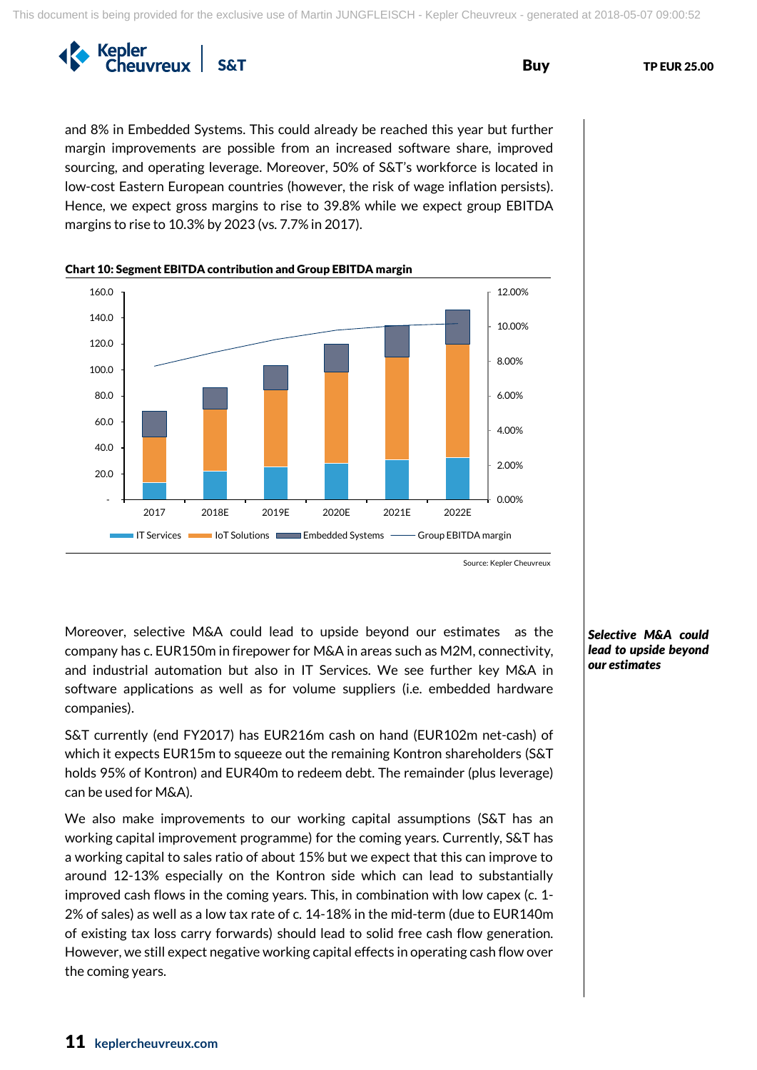and 8% in Embedded Systems. This could already be reached this year but further margin improvements are possible from an increased software share, improved sourcing, and operating leverage. Moreover, 50% of S&T's workforce is located in low-cost Eastern European countries (however, the risk of wage inflation persists). Hence, we expect gross margins to rise to 39.8% while we expect group EBITDA margins to rise to 10.3% by 2023 (vs. 7.7% in 2017).

**Chart 10: Segment EBITDA contribution and Group EBITDA margin**

Source: Kepler Cheuvreux

***Selective M&A could lead to upside beyond our estimates***

Moreover, selective M&A could lead to upside beyond our estimates as the company has c. EUR150m in firepower for M&A in areas such as M2M, connectivity, and industrial automation but also in IT Services. We see further key M&A in software applications as well as for volume suppliers (i.e. embedded hardware companies).

S&T currently (end FY2017) has EUR216m cash on hand (EUR102m net-cash) of which it expects EUR15m to squeeze out the remaining Kontron shareholders (S&T holds 95% of Kontron) and EUR40m to redeem debt. The remainder (plus leverage) can be used for M&A).

We also make improvements to our working capital assumptions (S&T has an working capital improvement programme) for the coming years. Currently, S&T has a working capital to sales ratio of about 15% but we expect that this can improve to around 12-13% especially on the Kontron side which can lead to substantially improved cash flows in the coming years. This, in combination with low capex (c. 1-2% of sales) as well as a low tax rate of c. 14-18% in the mid-term (due to EUR140m of existing tax loss carry forwards) should lead to solid free cash flow generation. However, we still expect negative working capital effects in operating cash flow over the coming years.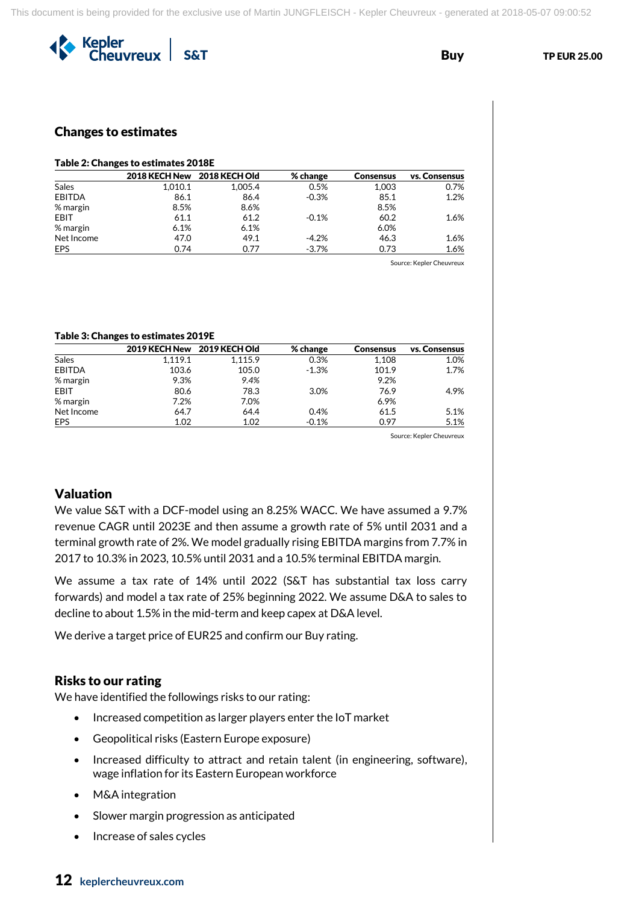## Changes to estimates

**Table 2: Changes to estimates 2018E**

| | 2018 KECH New | 2018 KECH Old | % change | Consensus | vs. Consensus |
|---|---|---|---|---|---|
| Sales | 1,010.1 | 1,005.4 | 0.5% | 1,003 | 0.7% |
| EBITDA | 86.1 | 86.4 | -0.3% | 85.1 | 1.2% |
| % margin | 8.5% | 8.6% | | 8.5% | |
| EBIT | 61.1 | 61.2 | -0.1% | 60.2 | 1.6% |
| % margin | 6.1% | 6.1% | | 6.0% | |
| Net Income | 47.0 | 49.1 | -4.2% | 46.3 | 1.6% |
| EPS | 0.74 | 0.77 | -3.7% | 0.73 | 1.6% |

Source: Kepler Cheuvreux

**Table 3: Changes to estimates 2019E**

| | 2019 KECH New | 2019 KECH Old | % change | Consensus | vs. Consensus |
|---|---|---|---|---|---|
| Sales | 1,119.1 | 1,115.9 | 0.3% | 1,108 | 1.0% |
| EBITDA | 103.6 | 105.0 | -1.3% | 101.9 | 1.7% |
| % margin | 9.3% | 9.4% | | 9.2% | |
| EBIT | 80.6 | 78.3 | 3.0% | 76.9 | 4.9% |
| % margin | 7.2% | 7.0% | | 6.9% | |
| Net Income | 64.7 | 64.4 | 0.4% | 61.5 | 5.1% |
| EPS | 1.02 | 1.02 | -0.1% | 0.97 | 5.1% |

Source: Kepler Cheuvreux

## Valuation

We value S&T with a DCF-model using an 8.25% WACC. We have assumed a 9.7% revenue CAGR until 2023E and then assume a growth rate of 5% until 2031 and a terminal growth rate of 2%. We model gradually rising EBITDA margins from 7.7% in 2017 to 10.3% in 2023, 10.5% until 2031 and a 10.5% terminal EBITDA margin.

We assume a tax rate of 14% until 2022 (S&T has substantial tax loss carry forwards) and model a tax rate of 25% beginning 2022. We assume D&A to sales to decline to about 1.5% in the mid-term and keep capex at D&A level.

We derive a target price of EUR25 and confirm our Buy rating.

## Risks to our rating

We have identified the followings risks to our rating:

- Increased competition as larger players enter the IoT market
- Geopolitical risks (Eastern Europe exposure)
- Increased difficulty to attract and retain talent (in engineering, software), wage inflation for its Eastern European workforce
- M&A integration
- Slower margin progression as anticipated
- Increase of sales cycles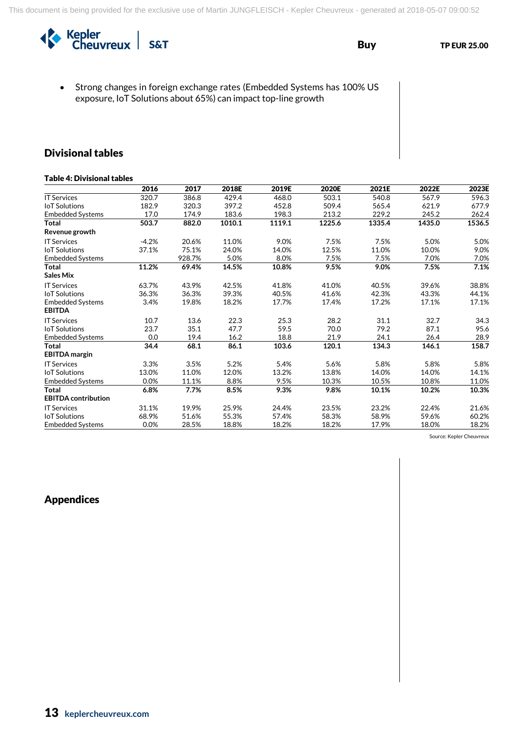- Strong changes in foreign exchange rates (Embedded Systems has 100% US exposure, IoT Solutions about 65%) can impact top-line growth

## Divisional tables

**Table 4: Divisional tables**

| | 2016 | 2017 | 2018E | 2019E | 2020E | 2021E | 2022E | 2023E |
|---|---|---|---|---|---|---|---|---|
| IT Services | 320.7 | 386.8 | 429.4 | 468.0 | 503.1 | 540.8 | 567.9 | 596.3 |
| IoT Solutions | 182.9 | 320.3 | 397.2 | 452.8 | 509.4 | 565.4 | 621.9 | 677.9 |
| Embedded Systems | 17.0 | 174.9 | 183.6 | 198.3 | 213.2 | 229.2 | 245.2 | 262.4 |
| **Total** | **503.7** | **882.0** | **1010.1** | **1119.1** | **1225.6** | **1335.4** | **1435.0** | **1536.5** |
| **Revenue growth** | | | | | | | | |
| IT Services | -4.2% | 20.6% | 11.0% | 9.0% | 7.5% | 7.5% | 5.0% | 5.0% |
| IoT Solutions | 37.1% | 75.1% | 24.0% | 14.0% | 12.5% | 11.0% | 10.0% | 9.0% |
| Embedded Systems | | 928.7% | 5.0% | 8.0% | 7.5% | 7.5% | 7.0% | 7.0% |
| **Total** | **11.2%** | **69.4%** | **14.5%** | **10.8%** | **9.5%** | **9.0%** | **7.5%** | **7.1%** |
| **Sales Mix** | | | | | | | | |
| IT Services | 63.7% | 43.9% | 42.5% | 41.8% | 41.0% | 40.5% | 39.6% | 38.8% |
| IoT Solutions | 36.3% | 36.3% | 39.3% | 40.5% | 41.6% | 42.3% | 43.3% | 44.1% |
| Embedded Systems | 3.4% | 19.8% | 18.2% | 17.7% | 17.4% | 17.2% | 17.1% | 17.1% |
| **EBITDA** | | | | | | | | |
| IT Services | 10.7 | 13.6 | 22.3 | 25.3 | 28.2 | 31.1 | 32.7 | 34.3 |
| IoT Solutions | 23.7 | 35.1 | 47.7 | 59.5 | 70.0 | 79.2 | 87.1 | 95.6 |
| Embedded Systems | 0.0 | 19.4 | 16.2 | 18.8 | 21.9 | 24.1 | 26.4 | 28.9 |
| **Total** | **34.4** | **68.1** | **86.1** | **103.6** | **120.1** | **134.3** | **146.1** | **158.7** |
| **EBITDA margin** | | | | | | | | |
| IT Services | 3.3% | 3.5% | 5.2% | 5.4% | 5.6% | 5.8% | 5.8% | 5.8% |
| IoT Solutions | 13.0% | 11.0% | 12.0% | 13.2% | 13.8% | 14.0% | 14.0% | 14.1% |
| Embedded Systems | 0.0% | 11.1% | 8.8% | 9.5% | 10.3% | 10.5% | 10.8% | 11.0% |
| **Total** | **6.8%** | **7.7%** | **8.5%** | **9.3%** | **9.8%** | **10.1%** | **10.2%** | **10.3%** |
| **EBITDA contribution** | | | | | | | | |
| IT Services | 31.1% | 19.9% | 25.9% | 24.4% | 23.5% | 23.2% | 22.4% | 21.6% |
| IoT Solutions | 68.9% | 51.6% | 55.3% | 57.4% | 58.3% | 58.9% | 59.6% | 60.2% |
| Embedded Systems | 0.0% | 28.5% | 18.8% | 18.2% | 18.2% | 17.9% | 18.0% | 18.2% |

Source: Kepler Cheuvreux

## Appendices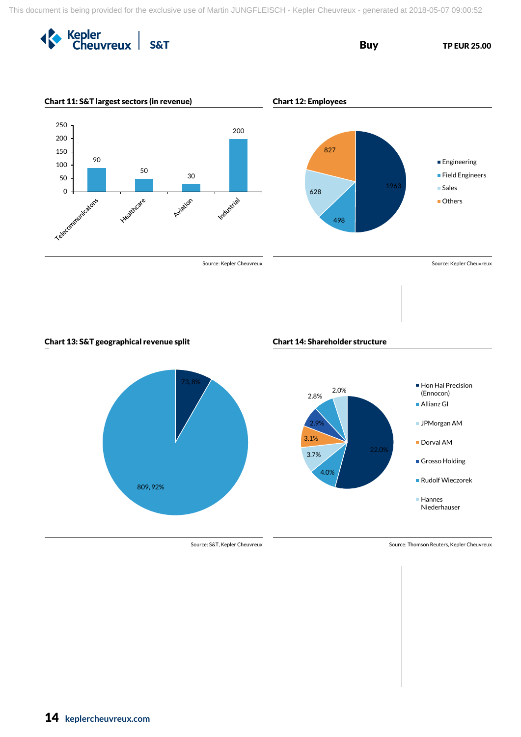### Chart 11: S&T largest sectors (in revenue)

| Sector | Revenue |
|---|---|
| Telecommunicatons | 90 |
| Healthcare | 50 |
| Aviation | 30 |
| Industrial | 200 |

Source: Kepler Cheuvreux

### Chart 12: Employees

| Category | Employees |
|---|---|
| Engineering | 1963 |
| Field Engineers | 498 |
| Sales | 628 |
| Others | 827 |

Source: Kepler Cheuvreux

### Chart 13: S&T geographical revenue split

| Value | Share |
|---|---|
| 73 | 8% |
| 809 | 92% |

Source: S&T, Kepler Cheuvreux

### Chart 14: Shareholder structure

| Shareholder | Share |
|---|---|
| Hon Hai Precision (Ennocon) | 22.0% |
| Allianz GI | 4.0% |
| JPMorgan AM | 3.7% |
| Dorval AM | 3.1% |
| Grosso Holding | 2.9% |
| Rudolf Wieczorek | 2.8% |
| Hannes Niederhauser | 2.0% |

Source: Thomson Reuters, Kepler Cheuvreux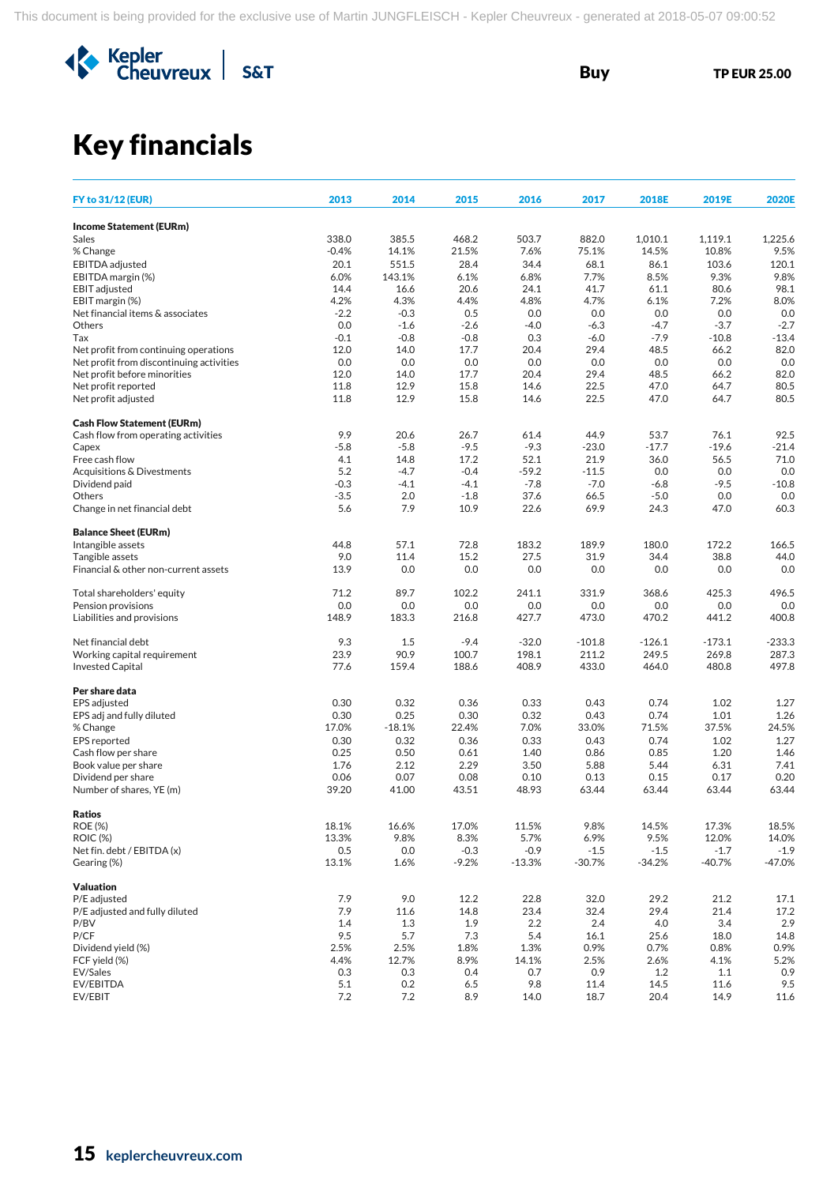Buy | TP EUR 25.00

# Key financials

| FY to 31/12 (EUR) | 2013 | 2014 | 2015 | 2016 | 2017 | 2018E | 2019E | 2020E |
|---|---|---|---|---|---|---|---|---|
| **Income Statement (EURm)** | | | | | | | | |
| Sales | 338.0 | 385.5 | 468.2 | 503.7 | 882.0 | 1,010.1 | 1,119.1 | 1,225.6 |
| % Change | -0.4% | 14.1% | 21.5% | 7.6% | 75.1% | 14.5% | 10.8% | 9.5% |
| EBITDA adjusted | 20.1 | 551.5 | 28.4 | 34.4 | 68.1 | 86.1 | 103.6 | 120.1 |
| EBITDA margin (%) | 6.0% | 143.1% | 6.1% | 6.8% | 7.7% | 8.5% | 9.3% | 9.8% |
| EBIT adjusted | 14.4 | 16.6 | 20.6 | 24.1 | 41.7 | 61.1 | 80.6 | 98.1 |
| EBIT margin (%) | 4.2% | 4.3% | 4.4% | 4.8% | 4.7% | 6.1% | 7.2% | 8.0% |
| Net financial items & associates | -2.2 | -0.3 | 0.5 | 0.0 | 0.0 | 0.0 | 0.0 | 0.0 |
| Others | 0.0 | -1.6 | -2.6 | -4.0 | -6.3 | -4.7 | -3.7 | -2.7 |
| Tax | -0.1 | -0.8 | -0.8 | 0.3 | -6.0 | -7.9 | -10.8 | -13.4 |
| Net profit from continuing operations | 12.0 | 14.0 | 17.7 | 20.4 | 29.4 | 48.5 | 66.2 | 82.0 |
| Net profit from discontinuing activities | 0.0 | 0.0 | 0.0 | 0.0 | 0.0 | 0.0 | 0.0 | 0.0 |
| Net profit before minorities | 12.0 | 14.0 | 17.7 | 20.4 | 29.4 | 48.5 | 66.2 | 82.0 |
| Net profit reported | 11.8 | 12.9 | 15.8 | 14.6 | 22.5 | 47.0 | 64.7 | 80.5 |
| Net profit adjusted | 11.8 | 12.9 | 15.8 | 14.6 | 22.5 | 47.0 | 64.7 | 80.5 |
| **Cash Flow Statement (EURm)** | | | | | | | | |
| Cash flow from operating activities | 9.9 | 20.6 | 26.7 | 61.4 | 44.9 | 53.7 | 76.1 | 92.5 |
| Capex | -5.8 | -5.8 | -9.5 | -9.3 | -23.0 | -17.7 | -19.6 | -21.4 |
| Free cash flow | 4.1 | 14.8 | 17.2 | 52.1 | 21.9 | 36.0 | 56.5 | 71.0 |
| Acquisitions & Divestments | 5.2 | -4.7 | -0.4 | -59.2 | -11.5 | 0.0 | 0.0 | 0.0 |
| Dividend paid | -0.3 | -4.1 | -4.1 | -7.8 | -7.0 | -6.8 | -9.5 | -10.8 |
| Others | -3.5 | 2.0 | -1.8 | 37.6 | 66.5 | -5.0 | 0.0 | 0.0 |
| Change in net financial debt | 5.6 | 7.9 | 10.9 | 22.6 | 69.9 | 24.3 | 47.0 | 60.3 |
| **Balance Sheet (EURm)** | | | | | | | | |
| Intangible assets | 44.8 | 57.1 | 72.8 | 183.2 | 189.9 | 180.0 | 172.2 | 166.5 |
| Tangible assets | 9.0 | 11.4 | 15.2 | 27.5 | 31.9 | 34.4 | 38.8 | 44.0 |
| Financial & other non-current assets | 13.9 | 0.0 | 0.0 | 0.0 | 0.0 | 0.0 | 0.0 | 0.0 |
| Total shareholders' equity | 71.2 | 89.7 | 102.2 | 241.1 | 331.9 | 368.6 | 425.3 | 496.5 |
| Pension provisions | 0.0 | 0.0 | 0.0 | 0.0 | 0.0 | 0.0 | 0.0 | 0.0 |
| Liabilities and provisions | 148.9 | 183.3 | 216.8 | 427.7 | 473.0 | 470.2 | 441.2 | 400.8 |
| Net financial debt | 9.3 | 1.5 | -9.4 | -32.0 | -101.8 | -126.1 | -173.1 | -233.3 |
| Working capital requirement | 23.9 | 90.9 | 100.7 | 198.1 | 211.2 | 249.5 | 269.8 | 287.3 |
| Invested Capital | 77.6 | 159.4 | 188.6 | 408.9 | 433.0 | 464.0 | 480.8 | 497.8 |
| **Per share data** | | | | | | | | |
| EPS adjusted | 0.30 | 0.32 | 0.36 | 0.33 | 0.43 | 0.74 | 1.02 | 1.27 |
| EPS adj and fully diluted | 0.30 | 0.25 | 0.30 | 0.32 | 0.43 | 0.74 | 1.01 | 1.26 |
| % Change | 17.0% | -18.1% | 22.4% | 7.0% | 33.0% | 71.5% | 37.5% | 24.5% |
| EPS reported | 0.30 | 0.32 | 0.36 | 0.33 | 0.43 | 0.74 | 1.02 | 1.27 |
| Cash flow per share | 0.25 | 0.50 | 0.61 | 1.40 | 0.86 | 0.85 | 1.20 | 1.46 |
| Book value per share | 1.76 | 2.12 | 2.29 | 3.50 | 5.88 | 5.44 | 6.31 | 7.41 |
| Dividend per share | 0.06 | 0.07 | 0.08 | 0.10 | 0.13 | 0.15 | 0.17 | 0.20 |
| Number of shares, YE (m) | 39.20 | 41.00 | 43.51 | 48.93 | 63.44 | 63.44 | 63.44 | 63.44 |
| **Ratios** | | | | | | | | |
| ROE (%) | 18.1% | 16.6% | 17.0% | 11.5% | 9.8% | 14.5% | 17.3% | 18.5% |
| ROIC (%) | 13.3% | 9.8% | 8.3% | 5.7% | 6.9% | 9.5% | 12.0% | 14.0% |
| Net fin. debt / EBITDA (x) | 0.5 | 0.0 | -0.3 | -0.9 | -1.5 | -1.5 | -1.7 | -1.9 |
| Gearing (%) | 13.1% | 1.6% | -9.2% | -13.3% | -30.7% | -34.2% | -40.7% | -47.0% |
| **Valuation** | | | | | | | | |
| P/E adjusted | 7.9 | 9.0 | 12.2 | 22.8 | 32.0 | 29.2 | 21.2 | 17.1 |
| P/E adjusted and fully diluted | 7.9 | 11.6 | 14.8 | 23.4 | 32.4 | 29.4 | 21.4 | 17.2 |
| P/BV | 1.4 | 1.3 | 1.9 | 2.2 | 2.4 | 4.0 | 3.4 | 2.9 |
| P/CF | 9.5 | 5.7 | 7.3 | 5.4 | 16.1 | 25.6 | 18.0 | 14.8 |
| Dividend yield (%) | 2.5% | 2.5% | 1.8% | 1.3% | 0.9% | 0.7% | 0.8% | 0.9% |
| FCF yield (%) | 4.4% | 12.7% | 8.9% | 14.1% | 2.5% | 2.6% | 4.1% | 5.2% |
| EV/Sales | 0.3 | 0.3 | 0.4 | 0.7 | 0.9 | 1.2 | 1.1 | 0.9 |
| EV/EBITDA | 5.1 | 0.2 | 6.5 | 9.8 | 11.4 | 14.5 | 11.6 | 9.5 |
| EV/EBIT | 7.2 | 7.2 | 8.9 | 14.0 | 18.7 | 20.4 | 14.9 | 11.6 |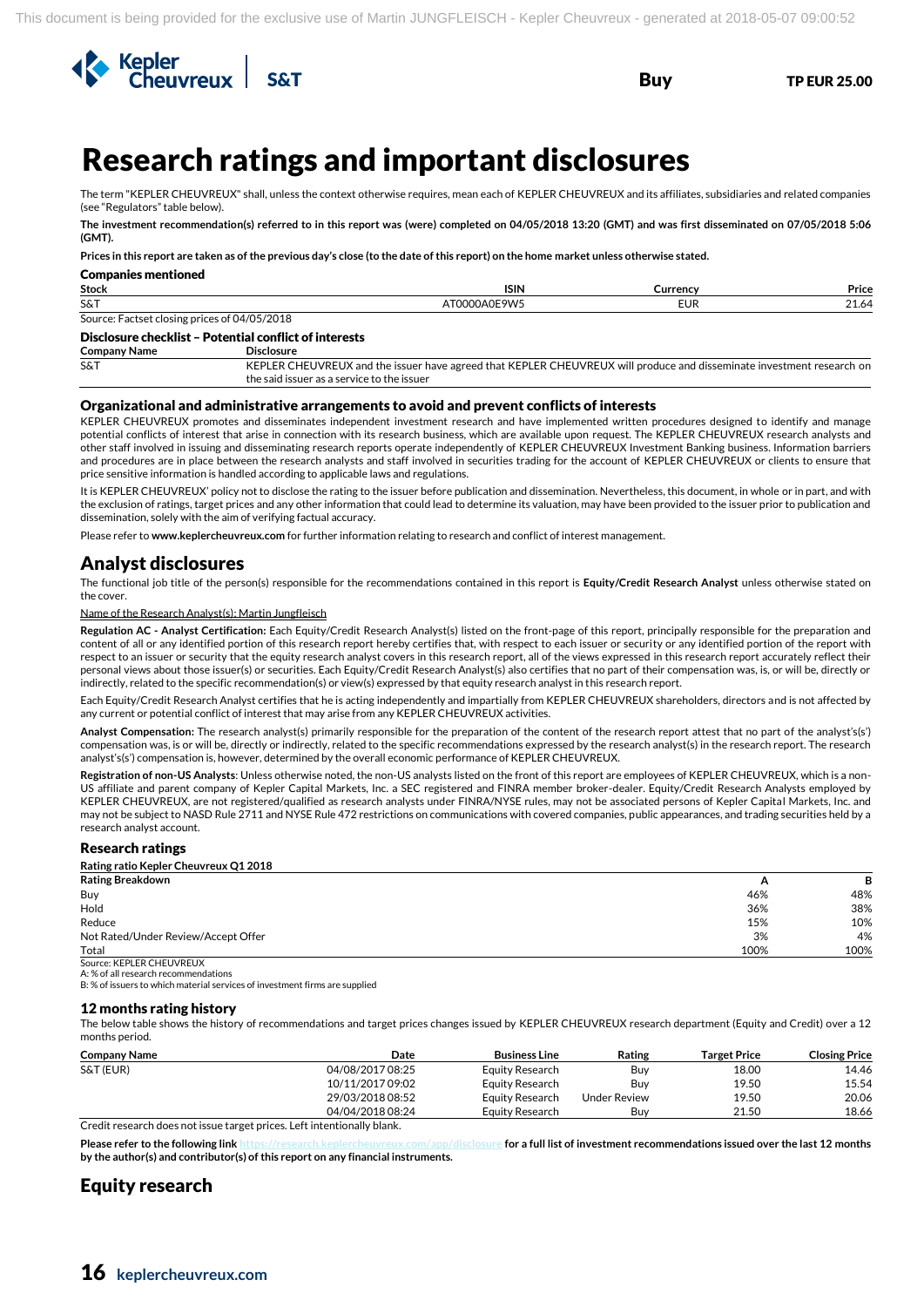# Research ratings and important disclosures

The term "KEPLER CHEUVREUX" shall, unless the context otherwise requires, mean each of KEPLER CHEUVREUX and its affiliates, subsidiaries and related companies (see "Regulators" table below).

**The investment recommendation(s) referred to in this report was (were) completed on 04/05/2018 13:20 (GMT) and was first disseminated on 07/05/2018 5:06 (GMT).**

**Prices in this report are taken as of the previous day's close (to the date of this report) on the home market unless otherwise stated.**

### Companies mentioned

| Stock | ISIN | Currency | Price |
|---|---|---|---|
| S&T | AT0000A0E9W5 | EUR | 21.64 |

Source: Factset closing prices of 04/05/2018

### Disclosure checklist – Potential conflict of interests

| Company Name | Disclosure |
|---|---|
| S&T | KEPLER CHEUVREUX and the issuer have agreed that KEPLER CHEUVREUX will produce and disseminate investment research on the said issuer as a service to the issuer |

### Organizational and administrative arrangements to avoid and prevent conflicts of interests

KEPLER CHEUVREUX promotes and disseminates independent investment research and have implemented written procedures designed to identify and manage potential conflicts of interest that arise in connection with its research business, which are available upon request. The KEPLER CHEUVREUX research analysts and other staff involved in issuing and disseminating research reports operate independently of KEPLER CHEUVREUX Investment Banking business. Information barriers and procedures are in place between the research analysts and staff involved in securities trading for the account of KEPLER CHEUVREUX or clients to ensure that price sensitive information is handled according to applicable laws and regulations.

It is KEPLER CHEUVREUX' policy not to disclose the rating to the issuer before publication and dissemination. Nevertheless, this document, in whole or in part, and with the exclusion of ratings, target prices and any other information that could lead to determine its valuation, may have been provided to the issuer prior to publication and dissemination, solely with the aim of verifying factual accuracy.

Please refer to **www.keplercheuvreux.com** for further information relating to research and conflict of interest management.

## Analyst disclosures

The functional job title of the person(s) responsible for the recommendations contained in this report is **Equity/Credit Research Analyst** unless otherwise stated on the cover.

Name of the Research Analyst(s): Martin Jungfleisch

**Regulation AC - Analyst Certification:** Each Equity/Credit Research Analyst(s) listed on the front-page of this report, principally responsible for the preparation and content of all or any identified portion of this research report hereby certifies that, with respect to each issuer or security or any identified portion of the report with respect to an issuer or security that the equity research analyst covers in this research report, all of the views expressed in this research report accurately reflect their personal views about those issuer(s) or securities. Each Equity/Credit Research Analyst(s) also certifies that no part of their compensation was, is, or will be, directly or indirectly, related to the specific recommendation(s) or view(s) expressed by that equity research analyst in this research report.

Each Equity/Credit Research Analyst certifies that he is acting independently and impartially from KEPLER CHEUVREUX shareholders, directors and is not affected by any current or potential conflict of interest that may arise from any KEPLER CHEUVREUX activities.

**Analyst Compensation:** The research analyst(s) primarily responsible for the preparation of the content of the research report attest that no part of the analyst's(s') compensation was, is or will be, directly or indirectly, related to the specific recommendations expressed by the research analyst(s) in the research report. The research analyst's(s') compensation is, however, determined by the overall economic performance of KEPLER CHEUVREUX.

**Registration of non-US Analysts**: Unless otherwise noted, the non-US analysts listed on the front of this report are employees of KEPLER CHEUVREUX, which is a non-US affiliate and parent company of Kepler Capital Markets, Inc. a SEC registered and FINRA member broker-dealer. Equity/Credit Research Analysts employed by KEPLER CHEUVREUX, are not registered/qualified as research analysts under FINRA/NYSE rules, may not be associated persons of Kepler Capital Markets, Inc. and may not be subject to NASD Rule 2711 and NYSE Rule 472 restrictions on communications with covered companies, public appearances, and trading securities held by a research analyst account.

### Research ratings

**Rating ratio Kepler Cheuvreux Q1 2018**

| Rating Breakdown | A | B |
|---|---|---|
| Buy | 46% | 48% |
| Hold | 36% | 38% |
| Reduce | 15% | 10% |
| Not Rated/Under Review/Accept Offer | 3% | 4% |
| Total | 100% | 100% |

Source: KEPLER CHEUVREUX
A: % of all research recommendations
B: % of issuers to which material services of investment firms are supplied

### 12 months rating history

The below table shows the history of recommendations and target prices changes issued by KEPLER CHEUVREUX research department (Equity and Credit) over a 12 months period.

| Company Name | Date | Business Line | Rating | Target Price | Closing Price |
|---|---|---|---|---|---|
| S&T (EUR) | 04/08/2017 08:25 | Equity Research | Buy | 18.00 | 14.46 |
| | 10/11/2017 09:02 | Equity Research | Buy | 19.50 | 15.54 |
| | 29/03/2018 08:52 | Equity Research | Under Review | 19.50 | 20.06 |
| | 04/04/2018 08:24 | Equity Research | Buy | 21.50 | 18.66 |

Credit research does not issue target prices. Left intentionally blank.

**Please refer to the following link https://research.keplercheuvreux.com/app/disclosure for a full list of investment recommendations issued over the last 12 months by the author(s) and contributor(s) of this report on any financial instruments.**

## Equity research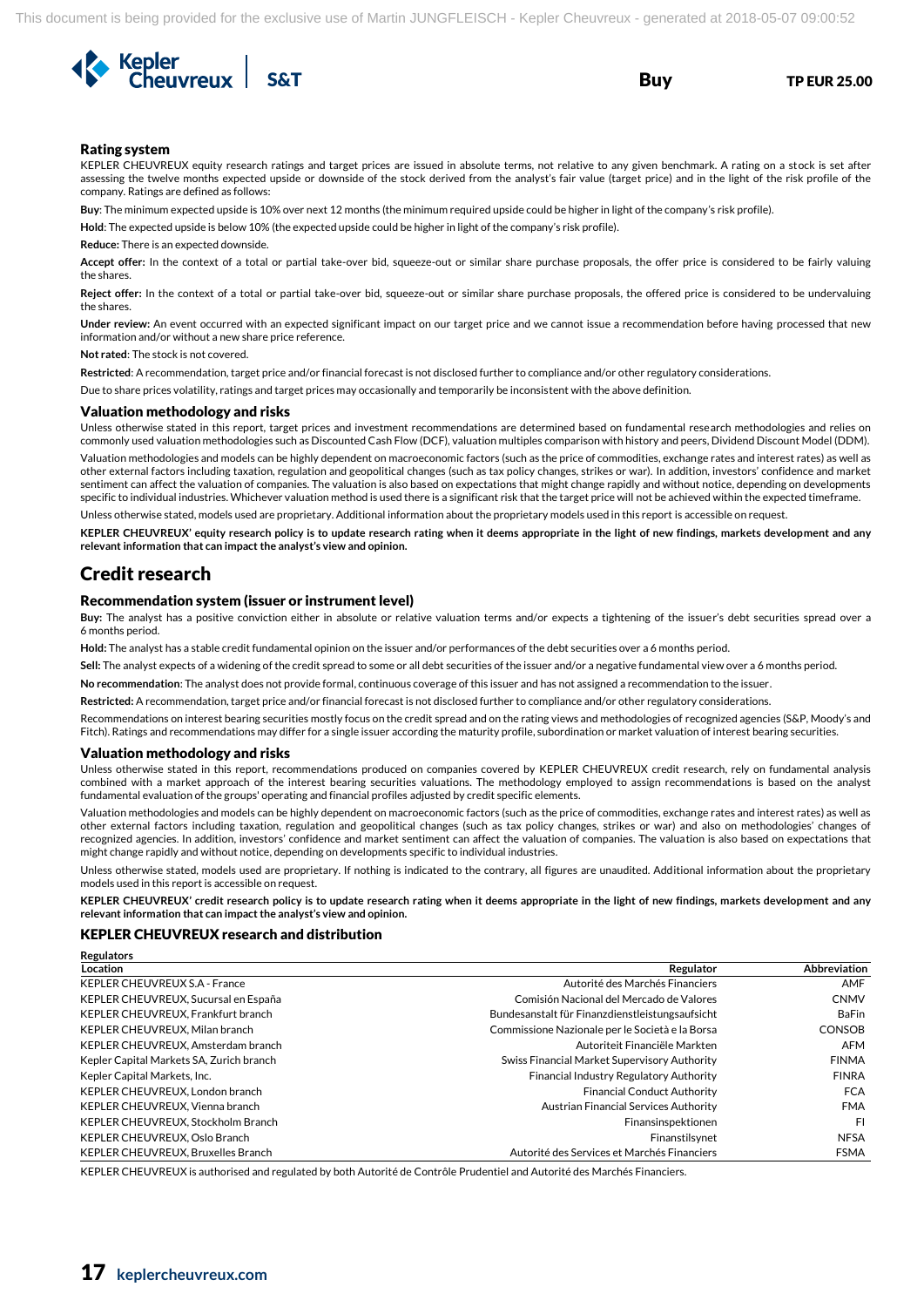## Rating system

KEPLER CHEUVREUX equity research ratings and target prices are issued in absolute terms, not relative to any given benchmark. A rating on a stock is set after assessing the twelve months expected upside or downside of the stock derived from the analyst's fair value (target price) and in the light of the risk profile of the company. Ratings are defined as follows:

**Buy**: The minimum expected upside is 10% over next 12 months (the minimum required upside could be higher in light of the company's risk profile).

**Hold**: The expected upside is below 10% (the expected upside could be higher in light of the company's risk profile).

**Reduce:** There is an expected downside.

**Accept offer:** In the context of a total or partial take-over bid, squeeze-out or similar share purchase proposals, the offer price is considered to be fairly valuing the shares.

**Reject offer:** In the context of a total or partial take-over bid, squeeze-out or similar share purchase proposals, the offered price is considered to be undervaluing the shares.

**Under review:** An event occurred with an expected significant impact on our target price and we cannot issue a recommendation before having processed that new information and/or without a new share price reference.

**Not rated**: The stock is not covered.

**Restricted**: A recommendation, target price and/or financial forecast is not disclosed further to compliance and/or other regulatory considerations.

Due to share prices volatility, ratings and target prices may occasionally and temporarily be inconsistent with the above definition.

## Valuation methodology and risks

Unless otherwise stated in this report, target prices and investment recommendations are determined based on fundamental research methodologies and relies on commonly used valuation methodologies such as Discounted Cash Flow (DCF), valuation multiples comparison with history and peers, Dividend Discount Model (DDM).

Valuation methodologies and models can be highly dependent on macroeconomic factors (such as the price of commodities, exchange rates and interest rates) as well as other external factors including taxation, regulation and geopolitical changes (such as tax policy changes, strikes or war). In addition, investors' confidence and market sentiment can affect the valuation of companies. The valuation is also based on expectations that might change rapidly and without notice, depending on developments specific to individual industries. Whichever valuation method is used there is a significant risk that the target price will not be achieved within the expected timeframe.

Unless otherwise stated, models used are proprietary. Additional information about the proprietary models used in this report is accessible on request.

**KEPLER CHEUVREUX' equity research policy is to update research rating when it deems appropriate in the light of new findings, markets development and any relevant information that can impact the analyst's view and opinion.**

# Credit research

## Recommendation system (issuer or instrument level)

**Buy:** The analyst has a positive conviction either in absolute or relative valuation terms and/or expects a tightening of the issuer's debt securities spread over a 6 months period.

**Hold:** The analyst has a stable credit fundamental opinion on the issuer and/or performances of the debt securities over a 6 months period.

**Sell:** The analyst expects of a widening of the credit spread to some or all debt securities of the issuer and/or a negative fundamental view over a 6 months period.

**No recommendation**: The analyst does not provide formal, continuous coverage of this issuer and has not assigned a recommendation to the issuer.

**Restricted:** A recommendation, target price and/or financial forecast is not disclosed further to compliance and/or other regulatory considerations.

Recommendations on interest bearing securities mostly focus on the credit spread and on the rating views and methodologies of recognized agencies (S&P, Moody's and Fitch). Ratings and recommendations may differ for a single issuer according the maturity profile, subordination or market valuation of interest bearing securities.

## Valuation methodology and risks

Unless otherwise stated in this report, recommendations produced on companies covered by KEPLER CHEUVREUX credit research, rely on fundamental analysis combined with a market approach of the interest bearing securities valuations. The methodology employed to assign recommendations is based on the analyst fundamental evaluation of the groups' operating and financial profiles adjusted by credit specific elements.

Valuation methodologies and models can be highly dependent on macroeconomic factors (such as the price of commodities, exchange rates and interest rates) as well as other external factors including taxation, regulation and geopolitical changes (such as tax policy changes, strikes or war) and also on methodologies' changes of recognized agencies. In addition, investors' confidence and market sentiment can affect the valuation of companies. The valuation is also based on expectations that might change rapidly and without notice, depending on developments specific to individual industries.

Unless otherwise stated, models used are proprietary. If nothing is indicated to the contrary, all figures are unaudited. Additional information about the proprietary models used in this report is accessible on request.

**KEPLER CHEUVREUX' credit research policy is to update research rating when it deems appropriate in the light of new findings, markets development and any relevant information that can impact the analyst's view and opinion.**

## KEPLER CHEUVREUX research and distribution

**Regulators**

| Location | Regulator | Abbreviation |
|---|---|---|
| KEPLER CHEUVREUX S.A - France | Autorité des Marchés Financiers | AMF |
| KEPLER CHEUVREUX, Sucursal en España | Comisión Nacional del Mercado de Valores | CNMV |
| KEPLER CHEUVREUX, Frankfurt branch | Bundesanstalt für Finanzdienstleistungsaufsicht | BaFin |
| KEPLER CHEUVREUX, Milan branch | Commissione Nazionale per le Società e la Borsa | CONSOB |
| KEPLER CHEUVREUX, Amsterdam branch | Autoriteit Financiële Markten | AFM |
| Kepler Capital Markets SA, Zurich branch | Swiss Financial Market Supervisory Authority | FINMA |
| Kepler Capital Markets, Inc. | Financial Industry Regulatory Authority | FINRA |
| KEPLER CHEUVREUX, London branch | Financial Conduct Authority | FCA |
| KEPLER CHEUVREUX, Vienna branch | Austrian Financial Services Authority | FMA |
| KEPLER CHEUVREUX, Stockholm Branch | Finansinspektionen | FI |
| KEPLER CHEUVREUX, Oslo Branch | Finanstilsynet | NFSA |
| KEPLER CHEUVREUX, Bruxelles Branch | Autorité des Services et Marchés Financiers | FSMA |

KEPLER CHEUVREUX is authorised and regulated by both Autorité de Contrôle Prudentiel and Autorité des Marchés Financiers.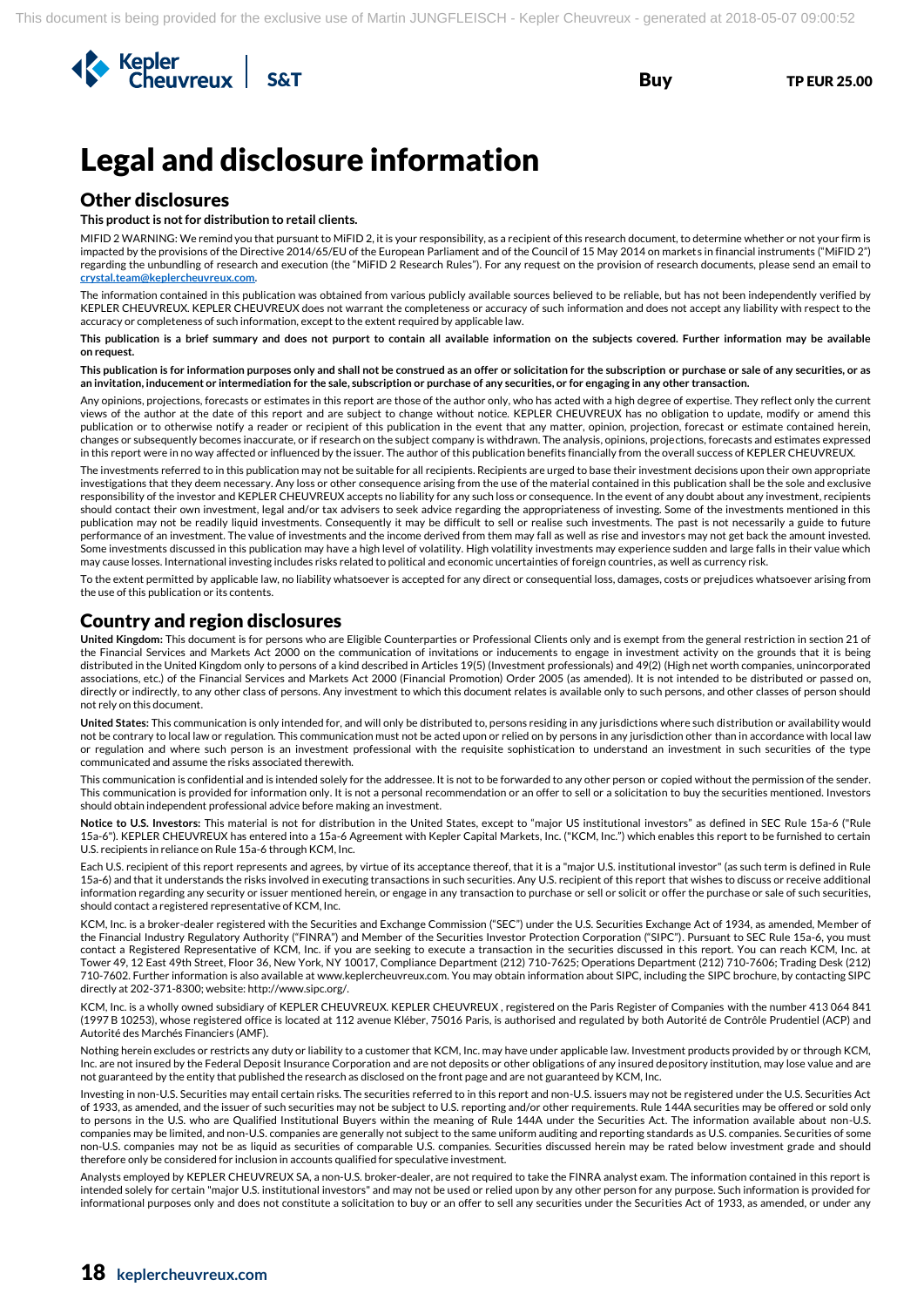# Legal and disclosure information

## Other disclosures

**This product is not for distribution to retail clients.**

MIFID 2 WARNING: We remind you that pursuant to MiFID 2, it is your responsibility, as a recipient of this research document, to determine whether or not your firm is impacted by the provisions of the Directive 2014/65/EU of the European Parliament and of the Council of 15 May 2014 on markets in financial instruments ("MiFID 2") regarding the unbundling of research and execution (the "MiFID 2 Research Rules"). For any request on the provision of research documents, please send an email to **crystal.team@keplercheuvreux.com**.

The information contained in this publication was obtained from various publicly available sources believed to be reliable, but has not been independently verified by KEPLER CHEUVREUX. KEPLER CHEUVREUX does not warrant the completeness or accuracy of such information and does not accept any liability with respect to the accuracy or completeness of such information, except to the extent required by applicable law.

**This publication is a brief summary and does not purport to contain all available information on the subjects covered. Further information may be available on request.**

**This publication is for information purposes only and shall not be construed as an offer or solicitation for the subscription or purchase or sale of any securities, or as an invitation, inducement or intermediation for the sale, subscription or purchase of any securities, or for engaging in any other transaction.**

Any opinions, projections, forecasts or estimates in this report are those of the author only, who has acted with a high degree of expertise. They reflect only the current views of the author at the date of this report and are subject to change without notice. KEPLER CHEUVREUX has no obligation to update, modify or amend this publication or to otherwise notify a reader or recipient of this publication in the event that any matter, opinion, projection, forecast or estimate contained herein, changes or subsequently becomes inaccurate, or if research on the subject company is withdrawn. The analysis, opinions, projections, forecasts and estimates expressed in this report were in no way affected or influenced by the issuer. The author of this publication benefits financially from the overall success of KEPLER CHEUVREUX.

The investments referred to in this publication may not be suitable for all recipients. Recipients are urged to base their investment decisions upon their own appropriate investigations that they deem necessary. Any loss or other consequence arising from the use of the material contained in this publication shall be the sole and exclusive responsibility of the investor and KEPLER CHEUVREUX accepts no liability for any such loss or consequence. In the event of any doubt about any investment, recipients should contact their own investment, legal and/or tax advisers to seek advice regarding the appropriateness of investing. Some of the investments mentioned in this publication may not be readily liquid investments. Consequently it may be difficult to sell or realise such investments. The past is not necessarily a guide to future performance of an investment. The value of investments and the income derived from them may fall as well as rise and investors may not get back the amount invested. Some investments discussed in this publication may have a high level of volatility. High volatility investments may experience sudden and large falls in their value which may cause losses. International investing includes risks related to political and economic uncertainties of foreign countries, as well as currency risk.

To the extent permitted by applicable law, no liability whatsoever is accepted for any direct or consequential loss, damages, costs or prejudices whatsoever arising from the use of this publication or its contents.

## Country and region disclosures

**United Kingdom:** This document is for persons who are Eligible Counterparties or Professional Clients only and is exempt from the general restriction in section 21 of the Financial Services and Markets Act 2000 on the communication of invitations or inducements to engage in investment activity on the grounds that it is being distributed in the United Kingdom only to persons of a kind described in Articles 19(5) (Investment professionals) and 49(2) (High net worth companies, unincorporated associations, etc.) of the Financial Services and Markets Act 2000 (Financial Promotion) Order 2005 (as amended). It is not intended to be distributed or passed on, directly or indirectly, to any other class of persons. Any investment to which this document relates is available only to such persons, and other classes of person should not rely on this document.

**United States:** This communication is only intended for, and will only be distributed to, persons residing in any jurisdictions where such distribution or availability would not be contrary to local law or regulation. This communication must not be acted upon or relied on by persons in any jurisdiction other than in accordance with local law or regulation and where such person is an investment professional with the requisite sophistication to understand an investment in such securities of the type communicated and assume the risks associated therewith.

This communication is confidential and is intended solely for the addressee. It is not to be forwarded to any other person or copied without the permission of the sender. This communication is provided for information only. It is not a personal recommendation or an offer to sell or a solicitation to buy the securities mentioned. Investors should obtain independent professional advice before making an investment.

**Notice to U.S. Investors:** This material is not for distribution in the United States, except to "major US institutional investors" as defined in SEC Rule 15a-6 ("Rule 15a-6"). KEPLER CHEUVREUX has entered into a 15a-6 Agreement with Kepler Capital Markets, Inc. ("KCM, Inc.") which enables this report to be furnished to certain U.S. recipients in reliance on Rule 15a-6 through KCM, Inc.

Each U.S. recipient of this report represents and agrees, by virtue of its acceptance thereof, that it is a "major U.S. institutional investor" (as such term is defined in Rule 15a-6) and that it understands the risks involved in executing transactions in such securities. Any U.S. recipient of this report that wishes to discuss or receive additional information regarding any security or issuer mentioned herein, or engage in any transaction to purchase or sell or solicit or offer the purchase or sale of such securities, should contact a registered representative of KCM, Inc.

KCM, Inc. is a broker-dealer registered with the Securities and Exchange Commission ("SEC") under the U.S. Securities Exchange Act of 1934, as amended, Member of the Financial Industry Regulatory Authority ("FINRA") and Member of the Securities Investor Protection Corporation ("SIPC"). Pursuant to SEC Rule 15a-6, you must contact a Registered Representative of KCM, Inc. if you are seeking to execute a transaction in the securities discussed in this report. You can reach KCM, Inc. at Tower 49, 12 East 49th Street, Floor 36, New York, NY 10017, Compliance Department (212) 710-7625; Operations Department (212) 710-7606; Trading Desk (212) 710-7602. Further information is also available at www.keplercheuvreux.com. You may obtain information about SIPC, including the SIPC brochure, by contacting SIPC directly at 202-371-8300; website: http://www.sipc.org/.

KCM, Inc. is a wholly owned subsidiary of KEPLER CHEUVREUX. KEPLER CHEUVREUX , registered on the Paris Register of Companies with the number 413 064 841 (1997 B 10253), whose registered office is located at 112 avenue Kléber, 75016 Paris, is authorised and regulated by both Autorité de Contrôle Prudentiel (ACP) and Autorité des Marchés Financiers (AMF).

Nothing herein excludes or restricts any duty or liability to a customer that KCM, Inc. may have under applicable law. Investment products provided by or through KCM, Inc. are not insured by the Federal Deposit Insurance Corporation and are not deposits or other obligations of any insured depository institution, may lose value and are not guaranteed by the entity that published the research as disclosed on the front page and are not guaranteed by KCM, Inc.

Investing in non-U.S. Securities may entail certain risks. The securities referred to in this report and non-U.S. issuers may not be registered under the U.S. Securities Act of 1933, as amended, and the issuer of such securities may not be subject to U.S. reporting and/or other requirements. Rule 144A securities may be offered or sold only to persons in the U.S. who are Qualified Institutional Buyers within the meaning of Rule 144A under the Securities Act. The information available about non-U.S. companies may be limited, and non-U.S. companies are generally not subject to the same uniform auditing and reporting standards as U.S. companies. Securities of some non-U.S. companies may not be as liquid as securities of comparable U.S. companies. Securities discussed herein may be rated below investment grade and should therefore only be considered for inclusion in accounts qualified for speculative investment.

Analysts employed by KEPLER CHEUVREUX SA, a non-U.S. broker-dealer, are not required to take the FINRA analyst exam. The information contained in this report is intended solely for certain "major U.S. institutional investors" and may not be used or relied upon by any other person for any purpose. Such information is provided for informational purposes only and does not constitute a solicitation to buy or an offer to sell any securities under the Securities Act of 1933, as amended, or under any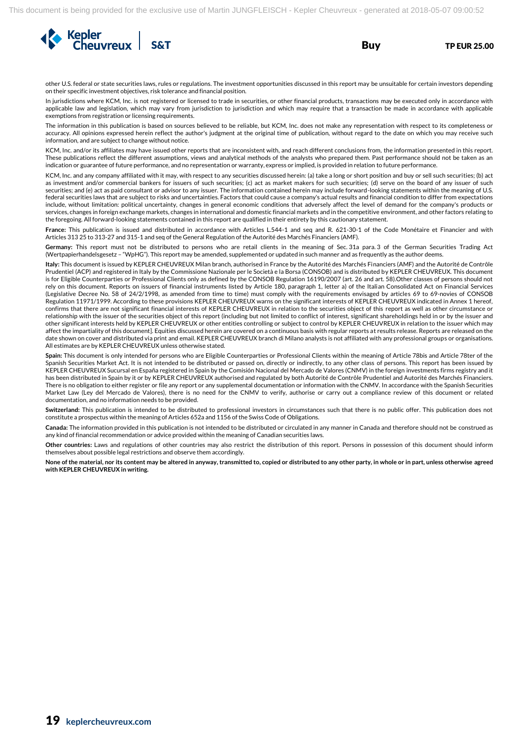other U.S. federal or state securities laws, rules or regulations. The investment opportunities discussed in this report may be unsuitable for certain investors depending on their specific investment objectives, risk tolerance and financial position.

In jurisdictions where KCM, Inc. is not registered or licensed to trade in securities, or other financial products, transactions may be executed only in accordance with applicable law and legislation, which may vary from jurisdiction to jurisdiction and which may require that a transaction be made in accordance with applicable exemptions from registration or licensing requirements.

The information in this publication is based on sources believed to be reliable, but KCM, Inc. does not make any representation with respect to its completeness or accuracy. All opinions expressed herein reflect the author's judgment at the original time of publication, without regard to the date on which you may receive such information, and are subject to change without notice.

KCM, Inc. and/or its affiliates may have issued other reports that are inconsistent with, and reach different conclusions from, the information presented in this report. These publications reflect the different assumptions, views and analytical methods of the analysts who prepared them. Past performance should not be taken as an indication or guarantee of future performance, and no representation or warranty, express or implied, is provided in relation to future performance.

KCM, Inc. and any company affiliated with it may, with respect to any securities discussed herein: (a) take a long or short position and buy or sell such securities; (b) act as investment and/or commercial bankers for issuers of such securities; (c) act as market makers for such securities; (d) serve on the board of any issuer of such securities; and (e) act as paid consultant or advisor to any issuer. The information contained herein may include forward-looking statements within the meaning of U.S. federal securities laws that are subject to risks and uncertainties. Factors that could cause a company's actual results and financial condition to differ from expectations include, without limitation: political uncertainty, changes in general economic conditions that adversely affect the level of demand for the company's products or services, changes in foreign exchange markets, changes in international and domestic financial markets and in the competitive environment, and other factors relating to the foregoing. All forward-looking statements contained in this report are qualified in their entirety by this cautionary statement.

**France:** This publication is issued and distributed in accordance with Articles L.544-1 and seq and R. 621-30-1 of the Code Monétaire et Financier and with Articles 313 25 to 313-27 and 315-1 and seq of the General Regulation of the Autorité des Marchés Financiers (AMF).

**Germany:** This report must not be distributed to persons who are retail clients in the meaning of Sec. 31a para. 3 of the German Securities Trading Act (Wertpapierhandelsgesetz – "WpHG"). This report may be amended, supplemented or updated in such manner and as frequently as the author deems.

**Italy:** This document is issued by KEPLER CHEUVREUX Milan branch, authorised in France by the Autorité des Marchés Financiers (AMF) and the Autorité de Contrôle Prudentiel (ACP) and registered in Italy by the Commissione Nazionale per le Società e la Borsa (CONSOB) and is distributed by KEPLER CHEUVREUX. This document is for Eligible Counterparties or Professional Clients only as defined by the CONSOB Regulation 16190/2007 (art. 26 and art. 58).Other classes of persons should not rely on this document. Reports on issuers of financial instruments listed by Article 180, paragraph 1, letter a) of the Italian Consolidated Act on Financial Services (Legislative Decree No. 58 of 24/2/1998, as amended from time to time) must comply with the requirements envisaged by articles 69 to 69-novies of CONSOB Regulation 11971/1999. According to these provisions KEPLER CHEUVREUX warns on the significant interests of KEPLER CHEUVREUX indicated in Annex 1 hereof, confirms that there are not significant financial interests of KEPLER CHEUVREUX in relation to the securities object of this report as well as other circumstance or relationship with the issuer of the securities object of this report (including but not limited to conflict of interest, significant shareholdings held in or by the issuer and other significant interests held by KEPLER CHEUVREUX or other entities controlling or subject to control by KEPLER CHEUVREUX in relation to the issuer which may affect the impartiality of this document]. Equities discussed herein are covered on a continuous basis with regular reports at results release. Reports are released on the date shown on cover and distributed via print and email. KEPLER CHEUVREUX branch di Milano analysts is not affiliated with any professional groups or organisations. All estimates are by KEPLER CHEUVREUX unless otherwise stated.

**Spain:** This document is only intended for persons who are Eligible Counterparties or Professional Clients within the meaning of Article 78bis and Article 78ter of the Spanish Securities Market Act. It is not intended to be distributed or passed on, directly or indirectly, to any other class of persons. This report has been issued by KEPLER CHEUVREUX Sucursal en España registered in Spain by the Comisión Nacional del Mercado de Valores (CNMV) in the foreign investments firms registry and it has been distributed in Spain by it or by KEPLER CHEUVREUX authorised and regulated by both Autorité de Contrôle Prudentiel and Autorité des Marchés Financiers. There is no obligation to either register or file any report or any supplemental documentation or information with the CNMV. In accordance with the Spanish Securities Market Law (Ley del Mercado de Valores), there is no need for the CNMV to verify, authorise or carry out a compliance review of this document or related documentation, and no information needs to be provided.

**Switzerland:** This publication is intended to be distributed to professional investors in circumstances such that there is no public offer. This publication does not constitute a prospectus within the meaning of Articles 652a and 1156 of the Swiss Code of Obligations.

**Canada:** The information provided in this publication is not intended to be distributed or circulated in any manner in Canada and therefore should not be construed as any kind of financial recommendation or advice provided within the meaning of Canadian securities laws.

**Other countries:** Laws and regulations of other countries may also restrict the distribution of this report. Persons in possession of this document should inform themselves about possible legal restrictions and observe them accordingly.

**None of the material, nor its content may be altered in anyway, transmitted to, copied or distributed to any other party, in whole or in part, unless otherwise agreed with KEPLER CHEUVREUX in writing.**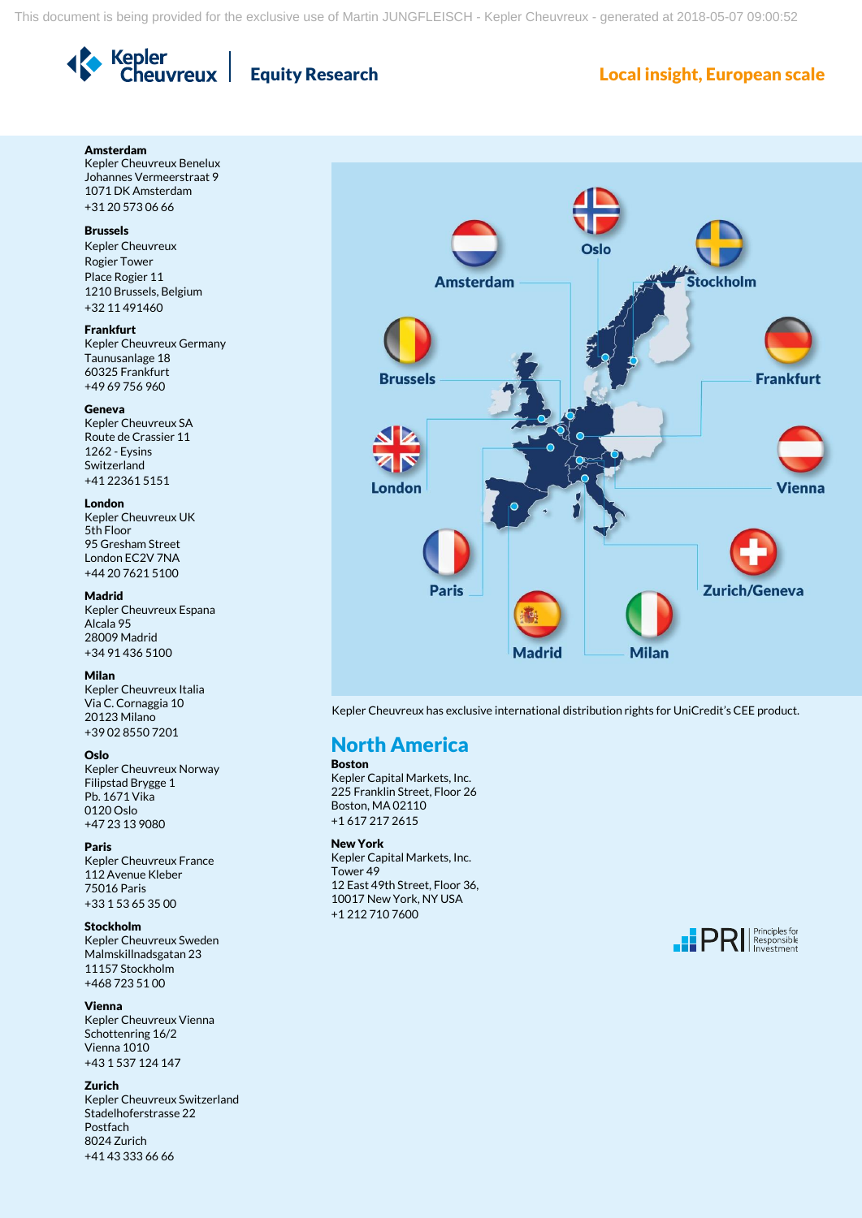Kepler Cheuvreux | Equity Research

Local insight, European scale

**Amsterdam**
Kepler Cheuvreux Benelux
Johannes Vermeerstraat 9
1071 DK Amsterdam
+31 20 573 06 66

**Brussels**
Kepler Cheuvreux
Rogier Tower
Place Rogier 11
1210 Brussels, Belgium
+32 11 491460

**Frankfurt**
Kepler Cheuvreux Germany
Taunusanlage 18
60325 Frankfurt
+49 69 756 960

**Geneva**
Kepler Cheuvreux SA
Route de Crassier 11
1262 - Eysins
Switzerland
+41 22361 5151

**London**
Kepler Cheuvreux UK
5th Floor
95 Gresham Street
London EC2V 7NA
+44 20 7621 5100

**Madrid**
Kepler Cheuvreux Espana
Alcala 95
28009 Madrid
+34 91 436 5100

**Milan**
Kepler Cheuvreux Italia
Via C. Cornaggia 10
20123 Milano
+39 02 8550 7201

**Oslo**
Kepler Cheuvreux Norway
Filipstad Brygge 1
Pb. 1671 Vika
0120 Oslo
+47 23 13 9080

**Paris**
Kepler Cheuvreux France
112 Avenue Kleber
75016 Paris
+33 1 53 65 35 00

**Stockholm**
Kepler Cheuvreux Sweden
Malmskillnadsgatan 23
11157 Stockholm
+468 723 51 00

**Vienna**
Kepler Cheuvreux Vienna
Schottenring 16/2
Vienna 1010
+43 1 537 124 147

**Zurich**
Kepler Cheuvreux Switzerland
Stadelhoferstrasse 22
Postfach
8024 Zurich
+41 43 333 66 66

Oslo
Amsterdam
Stockholm
Brussels
Frankfurt
London
Vienna
Paris
Zurich/Geneva
Madrid
Milan

Kepler Cheuvreux has exclusive international distribution rights for UniCredit's CEE product.

## North America

**Boston**
Kepler Capital Markets, Inc.
225 Franklin Street, Floor 26
Boston, MA 02110
+1 617 217 2615

**New York**
Kepler Capital Markets, Inc.
Tower 49
12 East 49th Street, Floor 36,
10017 New York, NY USA
+1 212 710 7600

PRI | Principles for Responsible Investment